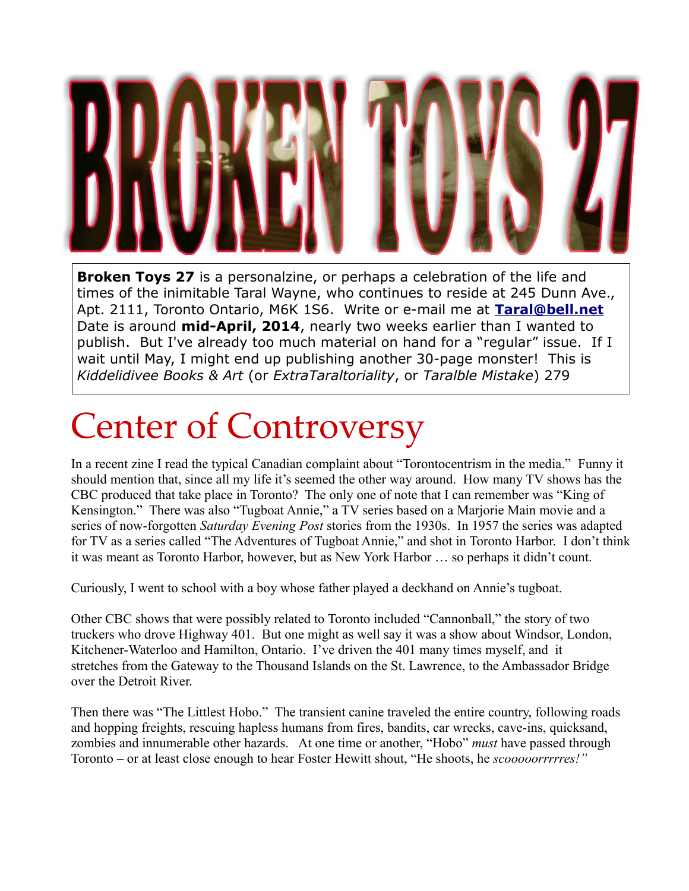# BROKEN TOYS 27

**Broken Toys 27** is a personalzine, or perhaps a celebration of the life and times of the inimitable Taral Wayne, who continues to reside at 245 Dunn Ave., Apt. 2111, Toronto Ontario, M6K 1S6. Write or e-mail me at **Taral@bell.net** Date is around **mid-April, 2014**, nearly two weeks earlier than I wanted to publish. But I've already too much material on hand for a "regular" issue. If I wait until May, I might end up publishing another 30-page monster! This is *Kiddelidivee Books & Art* (or *ExtraTaraltoriality*, or *Taralble Mistake*) 279

## Center of Controversy

In a recent zine I read the typical Canadian complaint about "Torontocentrism in the media." Funny it should mention that, since all my life it's seemed the other way around. How many TV shows has the CBC produced that take place in Toronto? The only one of note that I can remember was "King of Kensington." There was also "Tugboat Annie," a TV series based on a Marjorie Main movie and a series of now-forgotten *Saturday Evening Post* stories from the 1930s. In 1957 the series was adapted for TV as a series called "The Adventures of Tugboat Annie," and shot in Toronto Harbor. I don't think it was meant as Toronto Harbor, however, but as New York Harbor … so perhaps it didn't count.

Curiously, I went to school with a boy whose father played a deckhand on Annie's tugboat.

Other CBC shows that were possibly related to Toronto included "Cannonball," the story of two truckers who drove Highway 401. But one might as well say it was a show about Windsor, London, Kitchener-Waterloo and Hamilton, Ontario. I've driven the 401 many times myself, and it stretches from the Gateway to the Thousand Islands on the St. Lawrence, to the Ambassador Bridge over the Detroit River.

Then there was "The Littlest Hobo." The transient canine traveled the entire country, following roads and hopping freights, rescuing hapless humans from fires, bandits, car wrecks, cave-ins, quicksand, zombies and innumerable other hazards. At one time or another, "Hobo" *must* have passed through Toronto – or at least close enough to hear Foster Hewitt shout, "He shoots, he *scooooorrrrres!"*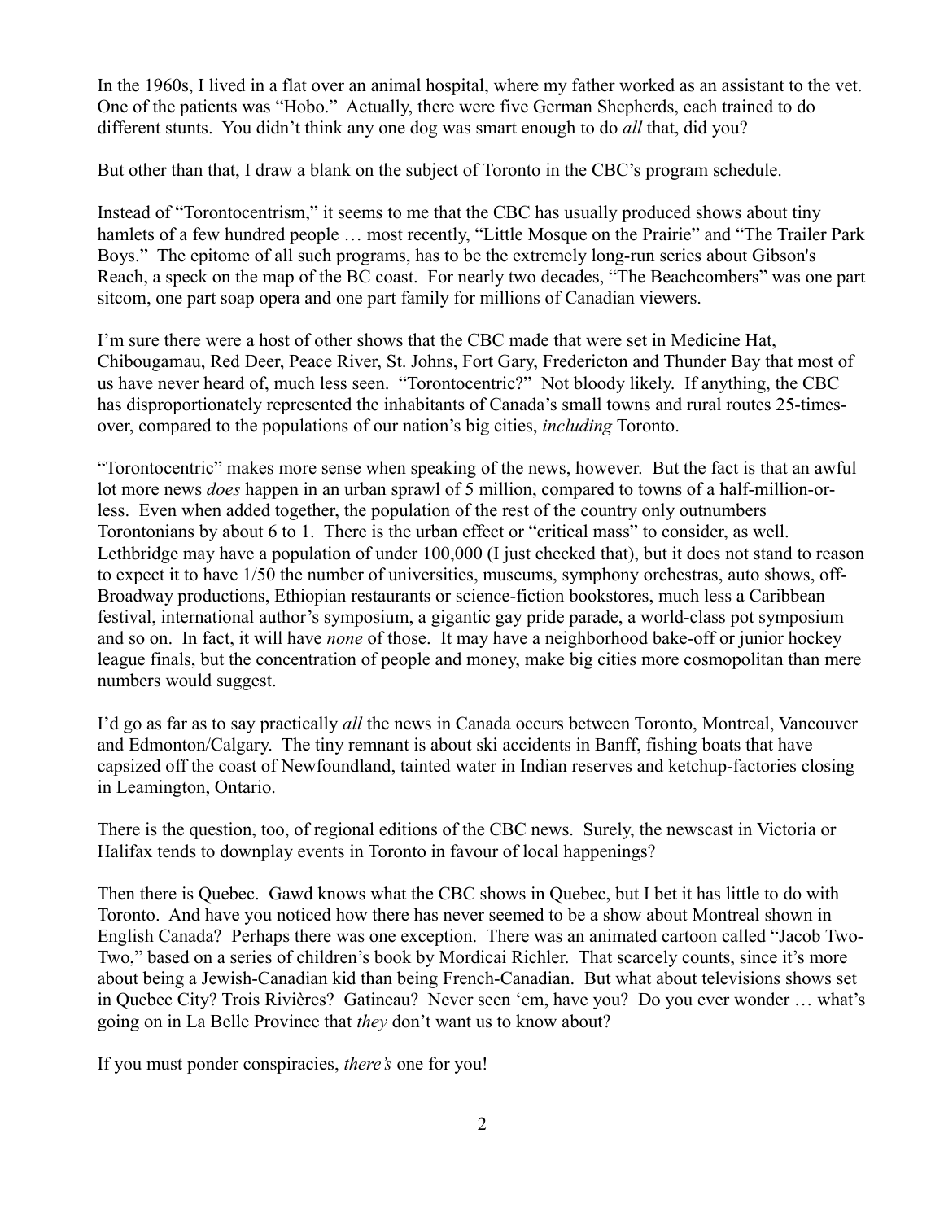In the 1960s, I lived in a flat over an animal hospital, where my father worked as an assistant to the vet. One of the patients was "Hobo." Actually, there were five German Shepherds, each trained to do different stunts. You didn't think any one dog was smart enough to do *all* that, did you?

But other than that, I draw a blank on the subject of Toronto in the CBC's program schedule.

Instead of "Torontocentrism," it seems to me that the CBC has usually produced shows about tiny hamlets of a few hundred people … most recently, "Little Mosque on the Prairie" and "The Trailer Park Boys." The epitome of all such programs, has to be the extremely long-run series about Gibson's Reach, a speck on the map of the BC coast. For nearly two decades, "The Beachcombers" was one part sitcom, one part soap opera and one part family for millions of Canadian viewers.

I'm sure there were a host of other shows that the CBC made that were set in Medicine Hat, Chibougamau, Red Deer, Peace River, St. Johns, Fort Gary, Fredericton and Thunder Bay that most of us have never heard of, much less seen. "Torontocentric?" Not bloody likely. If anything, the CBC has disproportionately represented the inhabitants of Canada's small towns and rural routes 25-times-over, compared to the populations of our nation's big cities, *including* Toronto.

"Torontocentric" makes more sense when speaking of the news, however. But the fact is that an awful lot more news *does* happen in an urban sprawl of 5 million, compared to towns of a half-million-or-less. Even when added together, the population of the rest of the country only outnumbers Torontonians by about 6 to 1. There is the urban effect or "critical mass" to consider, as well. Lethbridge may have a population of under 100,000 (I just checked that), but it does not stand to reason to expect it to have 1/50 the number of universities, museums, symphony orchestras, auto shows, off-Broadway productions, Ethiopian restaurants or science-fiction bookstores, much less a Caribbean festival, international author's symposium, a gigantic gay pride parade, a world-class pot symposium and so on. In fact, it will have *none* of those. It may have a neighborhood bake-off or junior hockey league finals, but the concentration of people and money, make big cities more cosmopolitan than mere numbers would suggest.

I'd go as far as to say practically *all* the news in Canada occurs between Toronto, Montreal, Vancouver and Edmonton/Calgary. The tiny remnant is about ski accidents in Banff, fishing boats that have capsized off the coast of Newfoundland, tainted water in Indian reserves and ketchup-factories closing in Leamington, Ontario.

There is the question, too, of regional editions of the CBC news. Surely, the newscast in Victoria or Halifax tends to downplay events in Toronto in favour of local happenings?

Then there is Quebec. Gawd knows what the CBC shows in Quebec, but I bet it has little to do with Toronto. And have you noticed how there has never seemed to be a show about Montreal shown in English Canada? Perhaps there was one exception. There was an animated cartoon called "Jacob Two-Two," based on a series of children's book by Mordicai Richler. That scarcely counts, since it's more about being a Jewish-Canadian kid than being French-Canadian. But what about televisions shows set in Quebec City? Trois Rivières? Gatineau? Never seen 'em, have you? Do you ever wonder … what's going on in La Belle Province that *they* don't want us to know about?

If you must ponder conspiracies, *there's* one for you!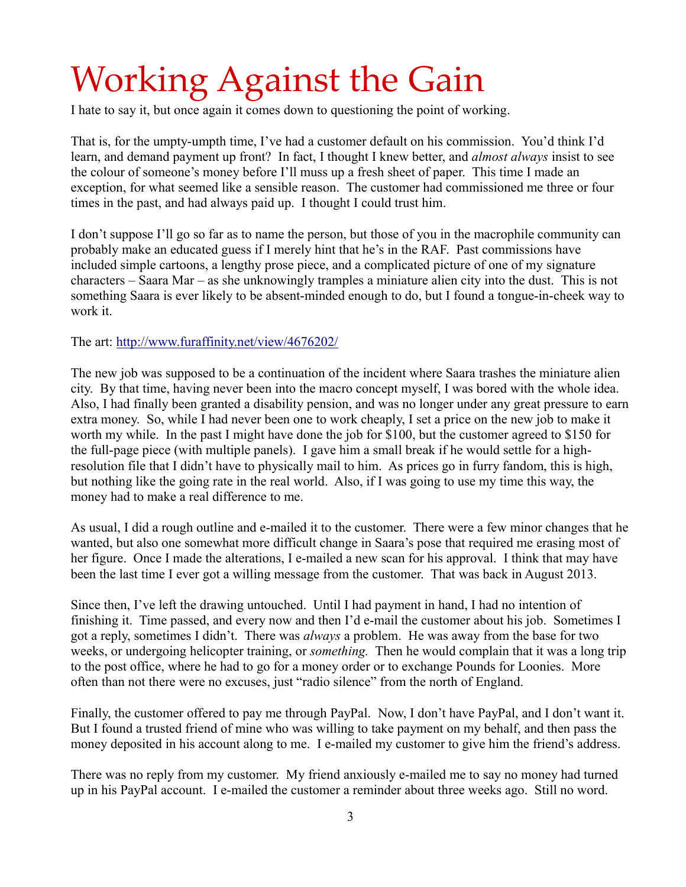# Working Against the Gain

I hate to say it, but once again it comes down to questioning the point of working.

That is, for the umpty-umpth time, I've had a customer default on his commission. You'd think I'd learn, and demand payment up front? In fact, I thought I knew better, and *almost always* insist to see the colour of someone's money before I'll muss up a fresh sheet of paper. This time I made an exception, for what seemed like a sensible reason. The customer had commissioned me three or four times in the past, and had always paid up. I thought I could trust him.

I don't suppose I'll go so far as to name the person, but those of you in the macrophile community can probably make an educated guess if I merely hint that he's in the RAF. Past commissions have included simple cartoons, a lengthy prose piece, and a complicated picture of one of my signature characters – Saara Mar – as she unknowingly tramples a miniature alien city into the dust. This is not something Saara is ever likely to be absent-minded enough to do, but I found a tongue-in-cheek way to work it.

The art: [http://www.furaffinity.net/view/4676202/](http://www.furaffinity.net/view/4676202/)

The new job was supposed to be a continuation of the incident where Saara trashes the miniature alien city. By that time, having never been into the macro concept myself, I was bored with the whole idea. Also, I had finally been granted a disability pension, and was no longer under any great pressure to earn extra money. So, while I had never been one to work cheaply, I set a price on the new job to make it worth my while. In the past I might have done the job for $100, but the customer agreed to $150 for the full-page piece (with multiple panels). I gave him a small break if he would settle for a high-resolution file that I didn't have to physically mail to him. As prices go in furry fandom, this is high, but nothing like the going rate in the real world. Also, if I was going to use my time this way, the money had to make a real difference to me.

As usual, I did a rough outline and e-mailed it to the customer. There were a few minor changes that he wanted, but also one somewhat more difficult change in Saara's pose that required me erasing most of her figure. Once I made the alterations, I e-mailed a new scan for his approval. I think that may have been the last time I ever got a willing message from the customer. That was back in August 2013.

Since then, I've left the drawing untouched. Until I had payment in hand, I had no intention of finishing it. Time passed, and every now and then I'd e-mail the customer about his job. Sometimes I got a reply, sometimes I didn't. There was *always* a problem. He was away from the base for two weeks, or undergoing helicopter training, or *something.* Then he would complain that it was a long trip to the post office, where he had to go for a money order or to exchange Pounds for Loonies. More often than not there were no excuses, just "radio silence" from the north of England.

Finally, the customer offered to pay me through PayPal. Now, I don't have PayPal, and I don't want it. But I found a trusted friend of mine who was willing to take payment on my behalf, and then pass the money deposited in his account along to me. I e-mailed my customer to give him the friend's address.

There was no reply from my customer. My friend anxiously e-mailed me to say no money had turned up in his PayPal account. I e-mailed the customer a reminder about three weeks ago. Still no word.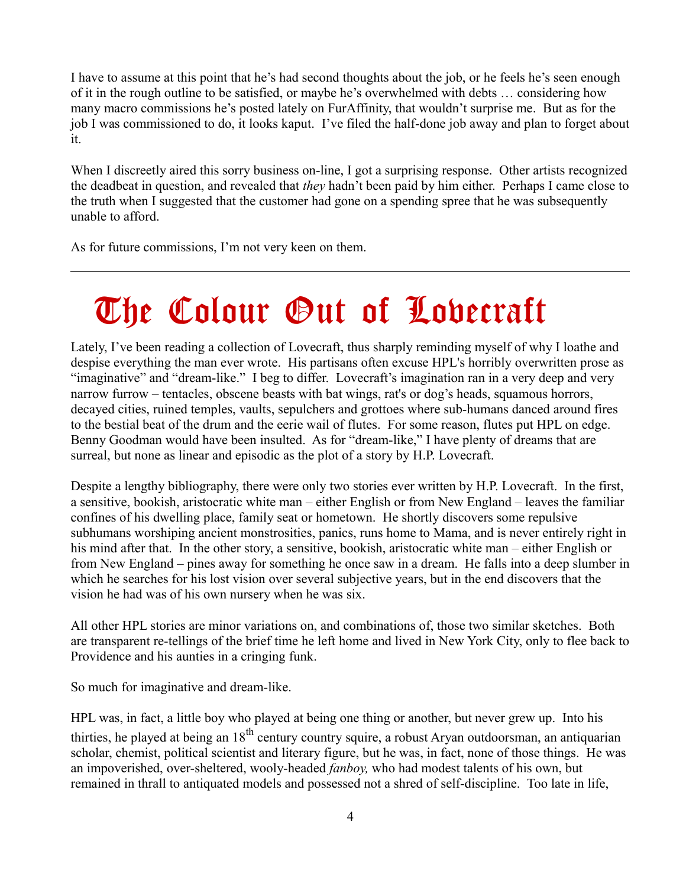I have to assume at this point that he's had second thoughts about the job, or he feels he's seen enough of it in the rough outline to be satisfied, or maybe he's overwhelmed with debts … considering how many macro commissions he's posted lately on FurAffinity, that wouldn't surprise me. But as for the job I was commissioned to do, it looks kaput. I've filed the half-done job away and plan to forget about it.

When I discreetly aired this sorry business on-line, I got a surprising response. Other artists recognized the deadbeat in question, and revealed that *they* hadn't been paid by him either. Perhaps I came close to the truth when I suggested that the customer had gone on a spending spree that he was subsequently unable to afford.

As for future commissions, I'm not very keen on them.

---

# The Colour Out of Lovecraft

Lately, I've been reading a collection of Lovecraft, thus sharply reminding myself of why I loathe and despise everything the man ever wrote. His partisans often excuse HPL's horribly overwritten prose as "imaginative" and "dream-like." I beg to differ. Lovecraft's imagination ran in a very deep and very narrow furrow – tentacles, obscene beasts with bat wings, rat's or dog's heads, squamous horrors, decayed cities, ruined temples, vaults, sepulchers and grottoes where sub-humans danced around fires to the bestial beat of the drum and the eerie wail of flutes. For some reason, flutes put HPL on edge. Benny Goodman would have been insulted. As for "dream-like," I have plenty of dreams that are surreal, but none as linear and episodic as the plot of a story by H.P. Lovecraft.

Despite a lengthy bibliography, there were only two stories ever written by H.P. Lovecraft. In the first, a sensitive, bookish, aristocratic white man – either English or from New England – leaves the familiar confines of his dwelling place, family seat or hometown. He shortly discovers some repulsive subhumans worshiping ancient monstrosities, panics, runs home to Mama, and is never entirely right in his mind after that. In the other story, a sensitive, bookish, aristocratic white man – either English or from New England – pines away for something he once saw in a dream. He falls into a deep slumber in which he searches for his lost vision over several subjective years, but in the end discovers that the vision he had was of his own nursery when he was six.

All other HPL stories are minor variations on, and combinations of, those two similar sketches. Both are transparent re-tellings of the brief time he left home and lived in New York City, only to flee back to Providence and his aunties in a cringing funk.

So much for imaginative and dream-like.

HPL was, in fact, a little boy who played at being one thing or another, but never grew up. Into his thirties, he played at being an 18th century country squire, a robust Aryan outdoorsman, an antiquarian scholar, chemist, political scientist and literary figure, but he was, in fact, none of those things. He was an impoverished, over-sheltered, wooly-headed *fanboy,* who had modest talents of his own, but remained in thrall to antiquated models and possessed not a shred of self-discipline. Too late in life,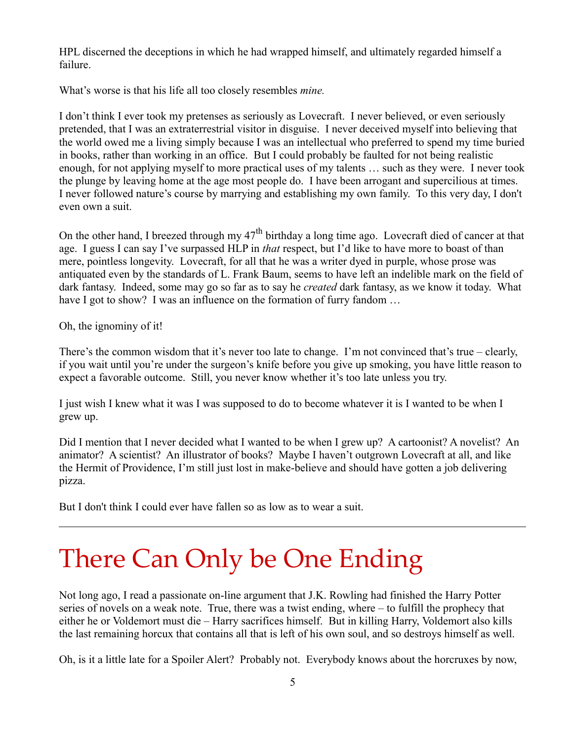HPL discerned the deceptions in which he had wrapped himself, and ultimately regarded himself a failure.

What's worse is that his life all too closely resembles *mine.*

I don't think I ever took my pretenses as seriously as Lovecraft. I never believed, or even seriously pretended, that I was an extraterrestrial visitor in disguise. I never deceived myself into believing that the world owed me a living simply because I was an intellectual who preferred to spend my time buried in books, rather than working in an office. But I could probably be faulted for not being realistic enough, for not applying myself to more practical uses of my talents … such as they were. I never took the plunge by leaving home at the age most people do. I have been arrogant and supercilious at times. I never followed nature's course by marrying and establishing my own family. To this very day, I don't even own a suit.

On the other hand, I breezed through my 47th birthday a long time ago. Lovecraft died of cancer at that age. I guess I can say I've surpassed HLP in *that* respect, but I'd like to have more to boast of than mere, pointless longevity. Lovecraft, for all that he was a writer dyed in purple, whose prose was antiquated even by the standards of L. Frank Baum, seems to have left an indelible mark on the field of dark fantasy. Indeed, some may go so far as to say he *created* dark fantasy, as we know it today. What have I got to show? I was an influence on the formation of furry fandom …

Oh, the ignominy of it!

There's the common wisdom that it's never too late to change. I'm not convinced that's true – clearly, if you wait until you're under the surgeon's knife before you give up smoking, you have little reason to expect a favorable outcome. Still, you never know whether it's too late unless you try.

I just wish I knew what it was I was supposed to do to become whatever it is I wanted to be when I grew up.

Did I mention that I never decided what I wanted to be when I grew up? A cartoonist? A novelist? An animator? A scientist? An illustrator of books? Maybe I haven't outgrown Lovecraft at all, and like the Hermit of Providence, I'm still just lost in make-believe and should have gotten a job delivering pizza.

But I don't think I could ever have fallen so as low as to wear a suit.

---

# There Can Only be One Ending

Not long ago, I read a passionate on-line argument that J.K. Rowling had finished the Harry Potter series of novels on a weak note. True, there was a twist ending, where – to fulfill the prophecy that either he or Voldemort must die – Harry sacrifices himself. But in killing Harry, Voldemort also kills the last remaining horcux that contains all that is left of his own soul, and so destroys himself as well.

Oh, is it a little late for a Spoiler Alert? Probably not. Everybody knows about the horcruxes by now,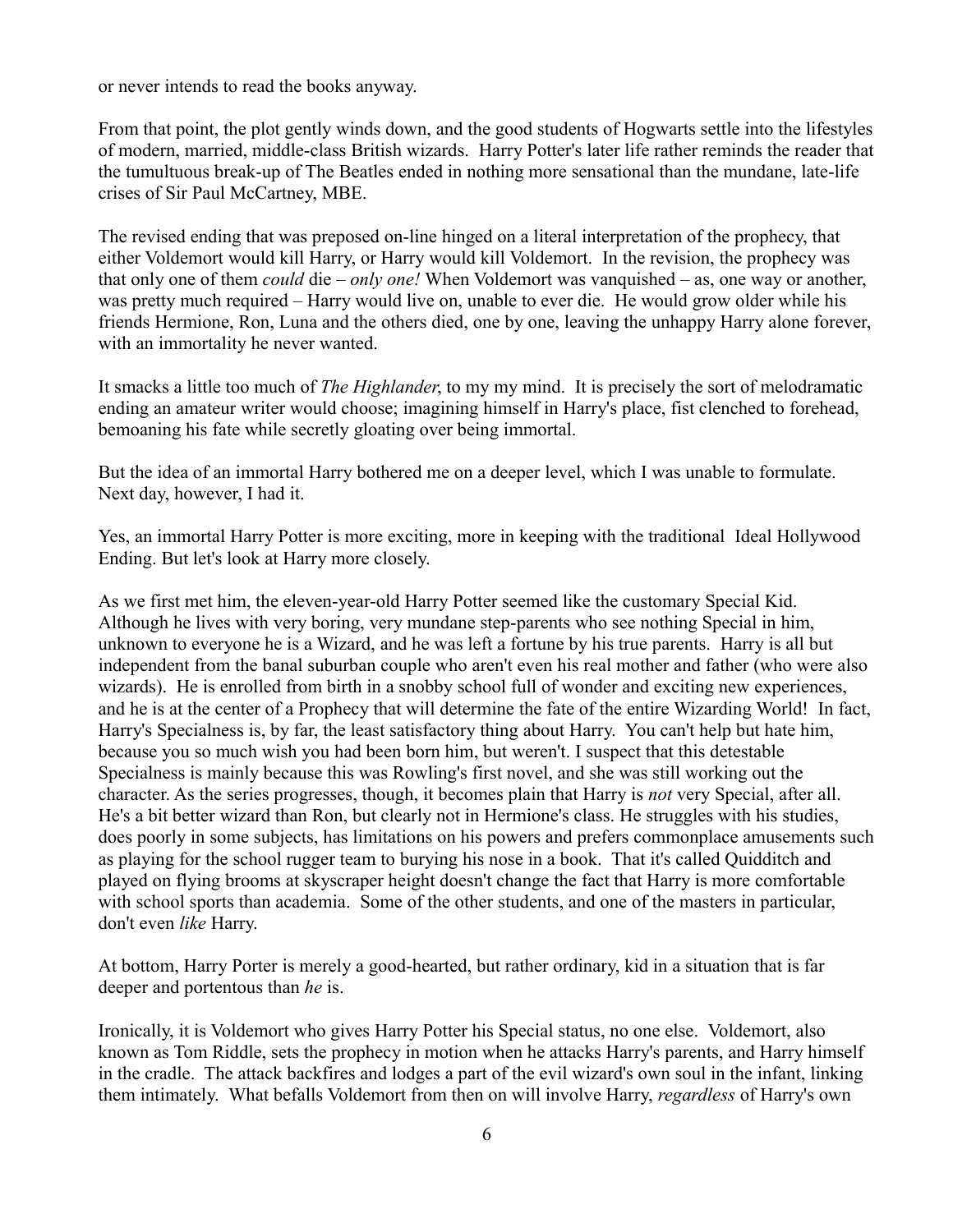or never intends to read the books anyway.

From that point, the plot gently winds down, and the good students of Hogwarts settle into the lifestyles of modern, married, middle-class British wizards. Harry Potter's later life rather reminds the reader that the tumultuous break-up of The Beatles ended in nothing more sensational than the mundane, late-life crises of Sir Paul McCartney, MBE.

The revised ending that was preposed on-line hinged on a literal interpretation of the prophecy, that either Voldemort would kill Harry, or Harry would kill Voldemort. In the revision, the prophecy was that only one of them *could* die – *only one!* When Voldemort was vanquished – as, one way or another, was pretty much required – Harry would live on, unable to ever die. He would grow older while his friends Hermione, Ron, Luna and the others died, one by one, leaving the unhappy Harry alone forever, with an immortality he never wanted.

It smacks a little too much of *The Highlander*, to my my mind. It is precisely the sort of melodramatic ending an amateur writer would choose; imagining himself in Harry's place, fist clenched to forehead, bemoaning his fate while secretly gloating over being immortal.

But the idea of an immortal Harry bothered me on a deeper level, which I was unable to formulate. Next day, however, I had it.

Yes, an immortal Harry Potter is more exciting, more in keeping with the traditional Ideal Hollywood Ending. But let's look at Harry more closely.

As we first met him, the eleven-year-old Harry Potter seemed like the customary Special Kid. Although he lives with very boring, very mundane step-parents who see nothing Special in him, unknown to everyone he is a Wizard, and he was left a fortune by his true parents. Harry is all but independent from the banal suburban couple who aren't even his real mother and father (who were also wizards). He is enrolled from birth in a snobby school full of wonder and exciting new experiences, and he is at the center of a Prophecy that will determine the fate of the entire Wizarding World! In fact, Harry's Specialness is, by far, the least satisfactory thing about Harry. You can't help but hate him, because you so much wish you had been born him, but weren't. I suspect that this detestable Specialness is mainly because this was Rowling's first novel, and she was still working out the character. As the series progresses, though, it becomes plain that Harry is *not* very Special, after all. He's a bit better wizard than Ron, but clearly not in Hermione's class. He struggles with his studies, does poorly in some subjects, has limitations on his powers and prefers commonplace amusements such as playing for the school rugger team to burying his nose in a book. That it's called Quidditch and played on flying brooms at skyscraper height doesn't change the fact that Harry is more comfortable with school sports than academia. Some of the other students, and one of the masters in particular, don't even *like* Harry.

At bottom, Harry Porter is merely a good-hearted, but rather ordinary, kid in a situation that is far deeper and portentous than *he* is.

Ironically, it is Voldemort who gives Harry Potter his Special status, no one else. Voldemort, also known as Tom Riddle, sets the prophecy in motion when he attacks Harry's parents, and Harry himself in the cradle. The attack backfires and lodges a part of the evil wizard's own soul in the infant, linking them intimately. What befalls Voldemort from then on will involve Harry, *regardless* of Harry's own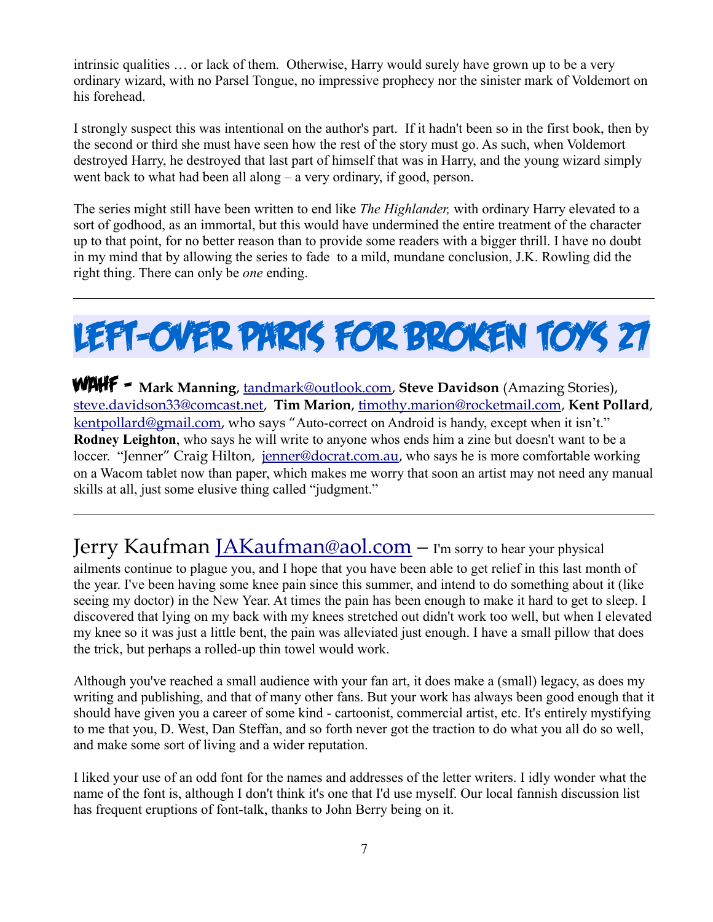intrinsic qualities … or lack of them. Otherwise, Harry would surely have grown up to be a very ordinary wizard, with no Parsel Tongue, no impressive prophecy nor the sinister mark of Voldemort on his forehead.

I strongly suspect this was intentional on the author's part. If it hadn't been so in the first book, then by the second or third she must have seen how the rest of the story must go. As such, when Voldemort destroyed Harry, he destroyed that last part of himself that was in Harry, and the young wizard simply went back to what had been all along – a very ordinary, if good, person.

The series might still have been written to end like *The Highlander,* with ordinary Harry elevated to a sort of godhood, as an immortal, but this would have undermined the entire treatment of the character up to that point, for no better reason than to provide some readers with a bigger thrill. I have no doubt in my mind that by allowing the series to fade to a mild, mundane conclusion, J.K. Rowling did the right thing. There can only be *one* ending.

---

# Left-Over Parts for Broken Toys 27

**WAHF** - **Mark Manning**, tandmark@outlook.com, **Steve Davidson** (Amazing Stories), steve.davidson33@comcast.net, **Tim Marion**, timothy.marion@rocketmail.com, **Kent Pollard**, kentpollard@gmail.com, who says "Auto-correct on Android is handy, except when it isn't." **Rodney Leighton**, who says he will write to anyone whos ends him a zine but doesn't want to be a loccer. "Jenner" Craig Hilton, jenner@docrat.com.au, who says he is more comfortable working on a Wacom tablet now than paper, which makes me worry that soon an artist may not need any manual skills at all, just some elusive thing called "judgment."

---

Jerry Kaufman JAKaufman@aol.com – I'm sorry to hear your physical ailments continue to plague you, and I hope that you have been able to get relief in this last month of the year. I've been having some knee pain since this summer, and intend to do something about it (like seeing my doctor) in the New Year. At times the pain has been enough to make it hard to get to sleep. I discovered that lying on my back with my knees stretched out didn't work too well, but when I elevated my knee so it was just a little bent, the pain was alleviated just enough. I have a small pillow that does the trick, but perhaps a rolled-up thin towel would work.

Although you've reached a small audience with your fan art, it does make a (small) legacy, as does my writing and publishing, and that of many other fans. But your work has always been good enough that it should have given you a career of some kind - cartoonist, commercial artist, etc. It's entirely mystifying to me that you, D. West, Dan Steffan, and so forth never got the traction to do what you all do so well, and make some sort of living and a wider reputation.

I liked your use of an odd font for the names and addresses of the letter writers. I idly wonder what the name of the font is, although I don't think it's one that I'd use myself. Our local fannish discussion list has frequent eruptions of font-talk, thanks to John Berry being on it.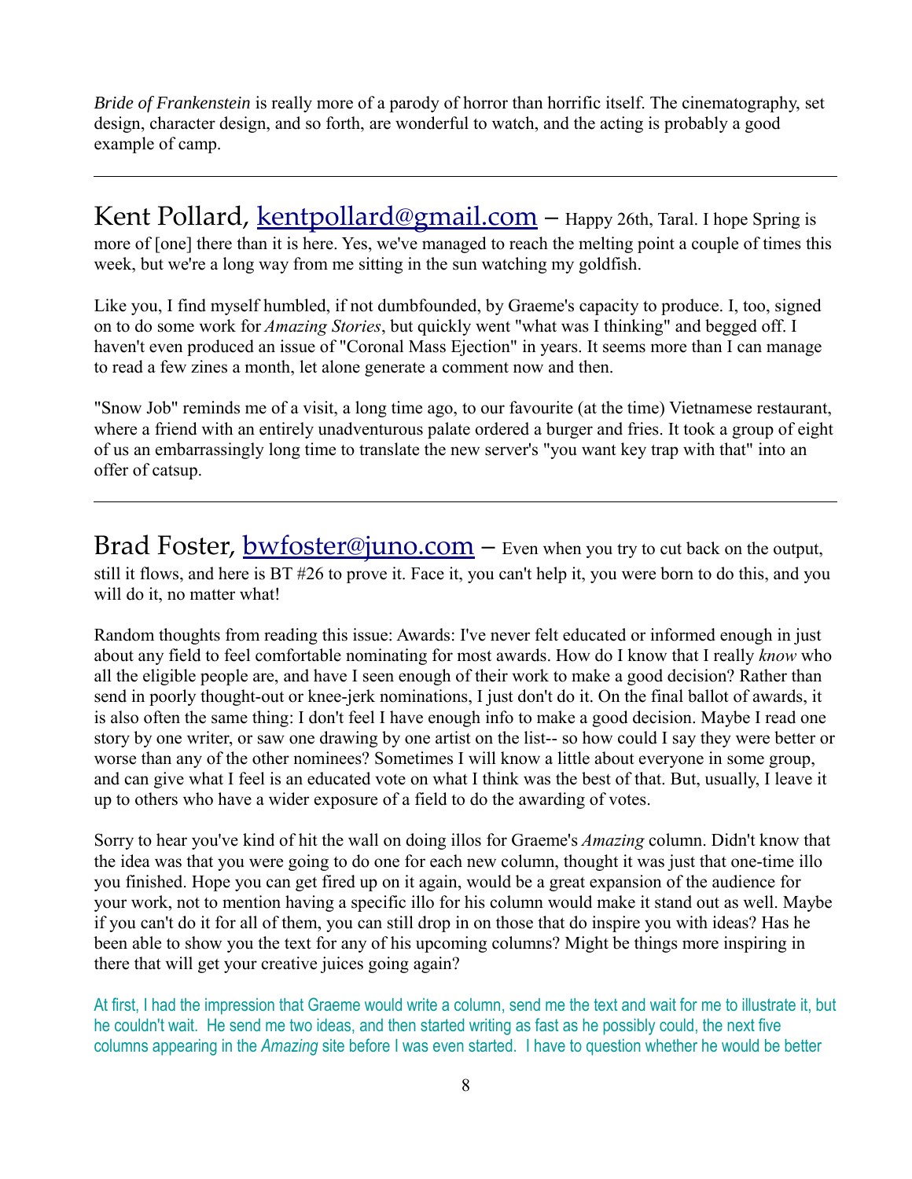*Bride of Frankenstein* is really more of a parody of horror than horrific itself. The cinematography, set design, character design, and so forth, are wonderful to watch, and the acting is probably a good example of camp.

---

Kent Pollard, [kentpollard@gmail.com](mailto:kentpollard@gmail.com) – Happy 26th, Taral. I hope Spring is more of [one] there than it is here. Yes, we've managed to reach the melting point a couple of times this week, but we're a long way from me sitting in the sun watching my goldfish.

Like you, I find myself humbled, if not dumbfounded, by Graeme's capacity to produce. I, too, signed on to do some work for *Amazing Stories*, but quickly went "what was I thinking" and begged off. I haven't even produced an issue of "Coronal Mass Ejection" in years. It seems more than I can manage to read a few zines a month, let alone generate a comment now and then.

"Snow Job" reminds me of a visit, a long time ago, to our favourite (at the time) Vietnamese restaurant, where a friend with an entirely unadventurous palate ordered a burger and fries. It took a group of eight of us an embarrassingly long time to translate the new server's "you want key trap with that" into an offer of catsup.

---

Brad Foster, [bwfoster@juno.com](mailto:bwfoster@juno.com) – Even when you try to cut back on the output, still it flows, and here is BT #26 to prove it. Face it, you can't help it, you were born to do this, and you will do it, no matter what!

Random thoughts from reading this issue: Awards: I've never felt educated or informed enough in just about any field to feel comfortable nominating for most awards. How do I know that I really *know* who all the eligible people are, and have I seen enough of their work to make a good decision? Rather than send in poorly thought-out or knee-jerk nominations, I just don't do it. On the final ballot of awards, it is also often the same thing: I don't feel I have enough info to make a good decision. Maybe I read one story by one writer, or saw one drawing by one artist on the list-- so how could I say they were better or worse than any of the other nominees? Sometimes I will know a little about everyone in some group, and can give what I feel is an educated vote on what I think was the best of that. But, usually, I leave it up to others who have a wider exposure of a field to do the awarding of votes.

Sorry to hear you've kind of hit the wall on doing illos for Graeme's *Amazing* column. Didn't know that the idea was that you were going to do one for each new column, thought it was just that one-time illo you finished. Hope you can get fired up on it again, would be a great expansion of the audience for your work, not to mention having a specific illo for his column would make it stand out as well. Maybe if you can't do it for all of them, you can still drop in on those that do inspire you with ideas? Has he been able to show you the text for any of his upcoming columns? Might be things more inspiring in there that will get your creative juices going again?

At first, I had the impression that Graeme would write a column, send me the text and wait for me to illustrate it, but he couldn't wait. He send me two ideas, and then started writing as fast as he possibly could, the next five columns appearing in the *Amazing* site before I was even started. I have to question whether he would be better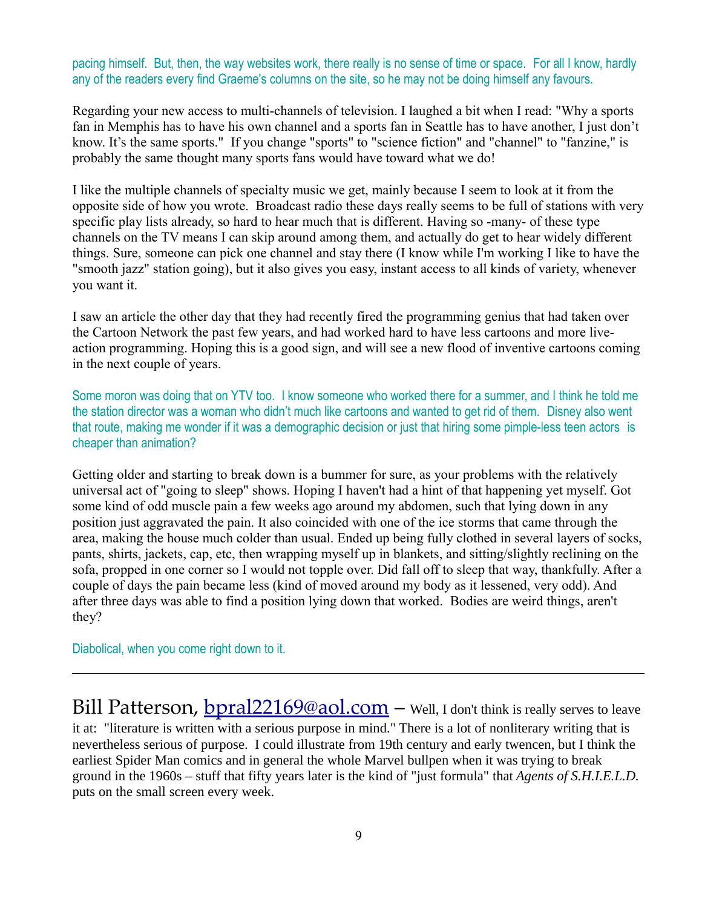pacing himself. But, then, the way websites work, there really is no sense of time or space. For all I know, hardly any of the readers every find Graeme's columns on the site, so he may not be doing himself any favours.

Regarding your new access to multi-channels of television. I laughed a bit when I read: "Why a sports fan in Memphis has to have his own channel and a sports fan in Seattle has to have another, I just don't know. It's the same sports." If you change "sports" to "science fiction" and "channel" to "fanzine," is probably the same thought many sports fans would have toward what we do!

I like the multiple channels of specialty music we get, mainly because I seem to look at it from the opposite side of how you wrote. Broadcast radio these days really seems to be full of stations with very specific play lists already, so hard to hear much that is different. Having so -many- of these type channels on the TV means I can skip around among them, and actually do get to hear widely different things. Sure, someone can pick one channel and stay there (I know while I'm working I like to have the "smooth jazz" station going), but it also gives you easy, instant access to all kinds of variety, whenever you want it.

I saw an article the other day that they had recently fired the programming genius that had taken over the Cartoon Network the past few years, and had worked hard to have less cartoons and more live-action programming. Hoping this is a good sign, and will see a new flood of inventive cartoons coming in the next couple of years.

Some moron was doing that on YTV too. I know someone who worked there for a summer, and I think he told me the station director was a woman who didn't much like cartoons and wanted to get rid of them. Disney also went that route, making me wonder if it was a demographic decision or just that hiring some pimple-less teen actors is cheaper than animation?

Getting older and starting to break down is a bummer for sure, as your problems with the relatively universal act of "going to sleep" shows. Hoping I haven't had a hint of that happening yet myself. Got some kind of odd muscle pain a few weeks ago around my abdomen, such that lying down in any position just aggravated the pain. It also coincided with one of the ice storms that came through the area, making the house much colder than usual. Ended up being fully clothed in several layers of socks, pants, shirts, jackets, cap, etc, then wrapping myself up in blankets, and sitting/slightly reclining on the sofa, propped in one corner so I would not topple over. Did fall off to sleep that way, thankfully. After a couple of days the pain became less (kind of moved around my body as it lessened, very odd). And after three days was able to find a position lying down that worked. Bodies are weird things, aren't they?

Diabolical, when you come right down to it.

---

Bill Patterson, [bpral22169@aol.com](mailto:bpral22169@aol.com) – Well, I don't think is really serves to leave it at: "literature is written with a serious purpose in mind." There is a lot of nonliterary writing that is nevertheless serious of purpose. I could illustrate from 19th century and early twencen, but I think the earliest Spider Man comics and in general the whole Marvel bullpen when it was trying to break ground in the 1960s – stuff that fifty years later is the kind of "just formula" that *Agents of S.H.I.E.L.D.* puts on the small screen every week.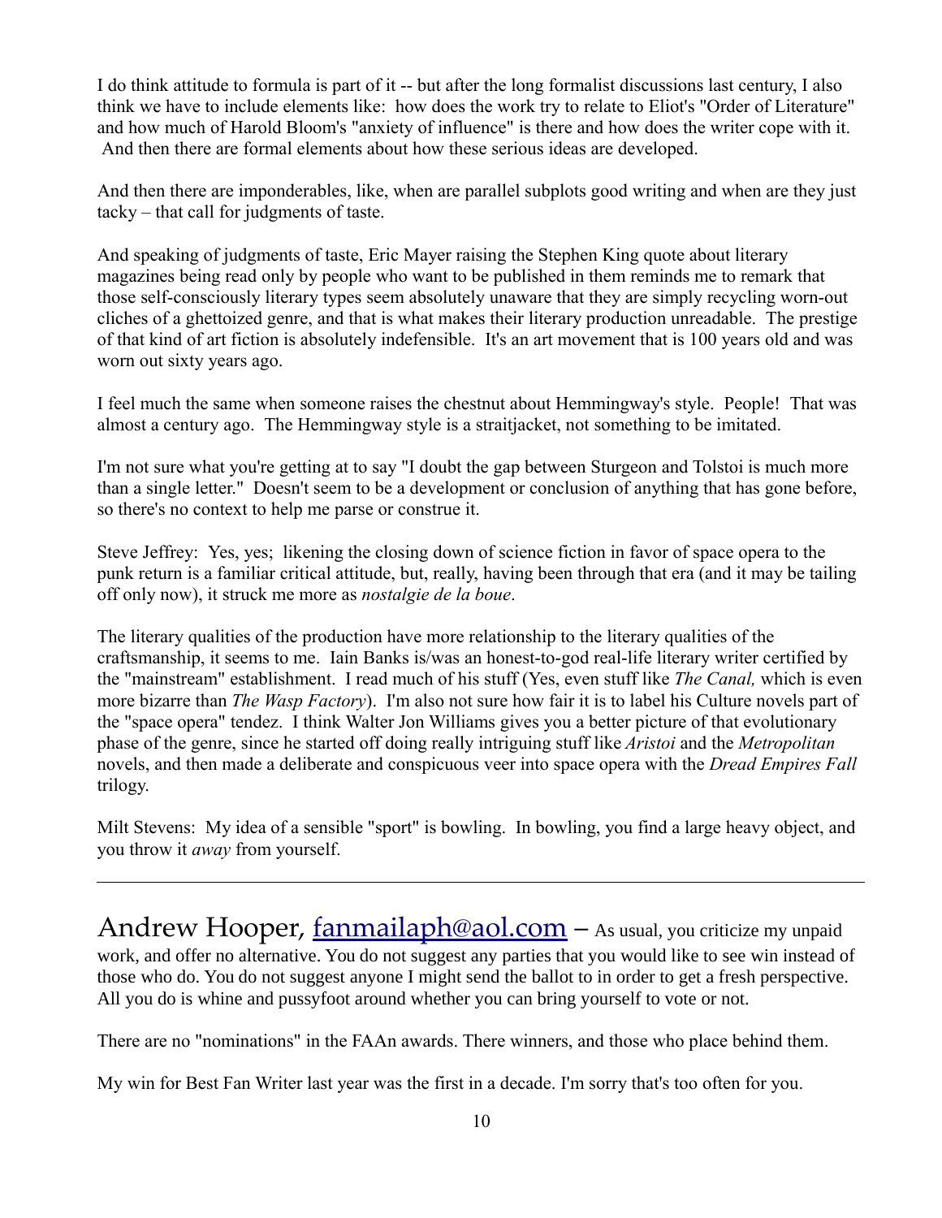I do think attitude to formula is part of it -- but after the long formalist discussions last century, I also think we have to include elements like: how does the work try to relate to Eliot's "Order of Literature" and how much of Harold Bloom's "anxiety of influence" is there and how does the writer cope with it. And then there are formal elements about how these serious ideas are developed.

And then there are imponderables, like, when are parallel subplots good writing and when are they just tacky – that call for judgments of taste.

And speaking of judgments of taste, Eric Mayer raising the Stephen King quote about literary magazines being read only by people who want to be published in them reminds me to remark that those self-consciously literary types seem absolutely unaware that they are simply recycling worn-out cliches of a ghettoized genre, and that is what makes their literary production unreadable. The prestige of that kind of art fiction is absolutely indefensible. It's an art movement that is 100 years old and was worn out sixty years ago.

I feel much the same when someone raises the chestnut about Hemmingway's style. People! That was almost a century ago. The Hemmingway style is a straitjacket, not something to be imitated.

I'm not sure what you're getting at to say "I doubt the gap between Sturgeon and Tolstoi is much more than a single letter." Doesn't seem to be a development or conclusion of anything that has gone before, so there's no context to help me parse or construe it.

Steve Jeffrey: Yes, yes; likening the closing down of science fiction in favor of space opera to the punk return is a familiar critical attitude, but, really, having been through that era (and it may be tailing off only now), it struck me more as *nostalgie de la boue*.

The literary qualities of the production have more relationship to the literary qualities of the craftsmanship, it seems to me. Iain Banks is/was an honest-to-god real-life literary writer certified by the "mainstream" establishment. I read much of his stuff (Yes, even stuff like *The Canal,* which is even more bizarre than *The Wasp Factory*). I'm also not sure how fair it is to label his Culture novels part of the "space opera" tendez. I think Walter Jon Williams gives you a better picture of that evolutionary phase of the genre, since he started off doing really intriguing stuff like *Aristoi* and the *Metropolitan* novels, and then made a deliberate and conspicuous veer into space opera with the *Dread Empires Fall* trilogy.

Milt Stevens: My idea of a sensible "sport" is bowling. In bowling, you find a large heavy object, and you throw it *away* from yourself.

---

Andrew Hooper, fanmailaph@aol.com – As usual, you criticize my unpaid work, and offer no alternative. You do not suggest any parties that you would like to see win instead of those who do. You do not suggest anyone I might send the ballot to in order to get a fresh perspective. All you do is whine and pussyfoot around whether you can bring yourself to vote or not.

There are no "nominations" in the FAAn awards. There winners, and those who place behind them.

My win for Best Fan Writer last year was the first in a decade. I'm sorry that's too often for you.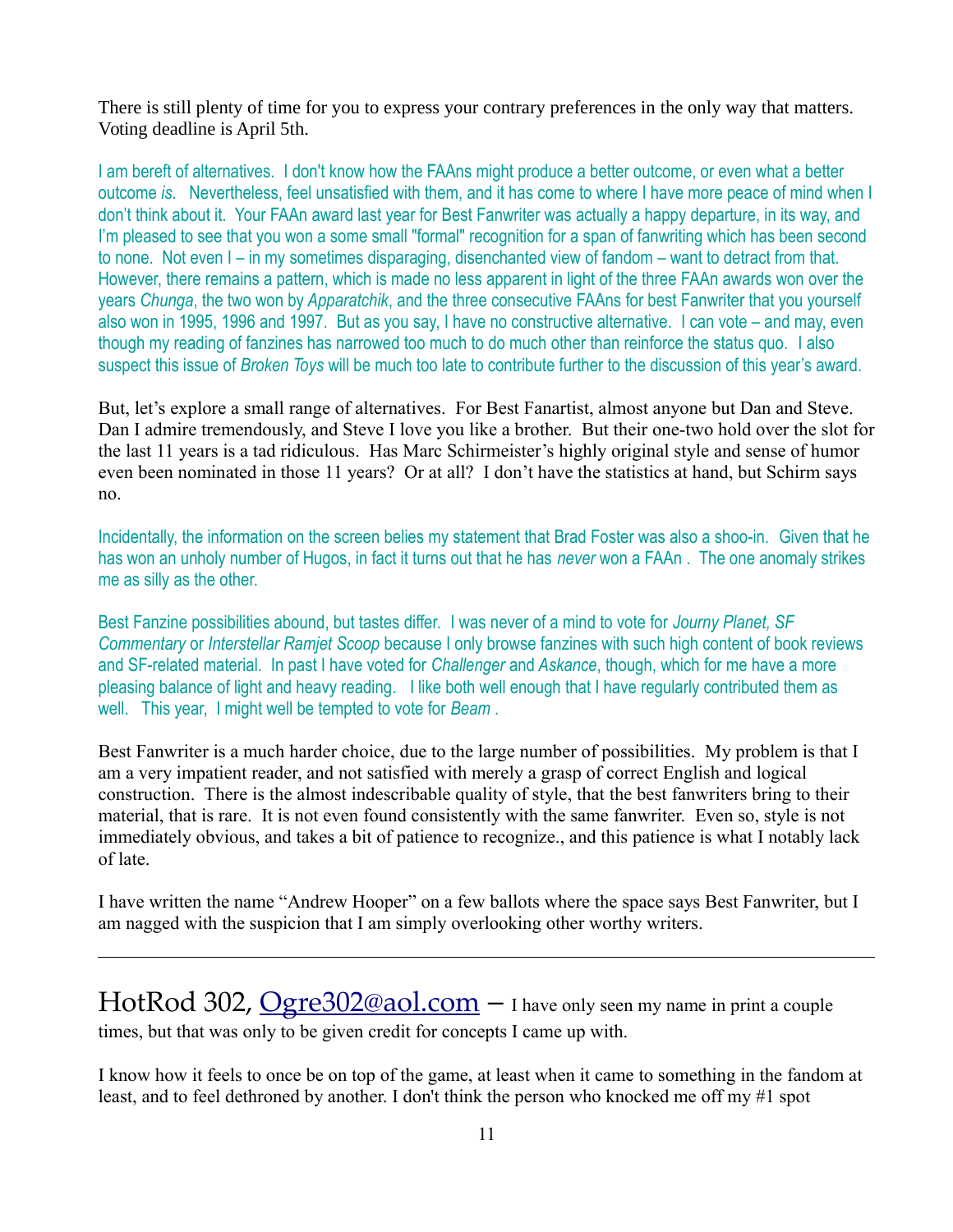There is still plenty of time for you to express your contrary preferences in the only way that matters. Voting deadline is April 5th.

I am bereft of alternatives. I don't know how the FAAns might produce a better outcome, or even what a better outcome *is*. Nevertheless, feel unsatisfied with them, and it has come to where I have more peace of mind when I don't think about it. Your FAAn award last year for Best Fanwriter was actually a happy departure, in its way, and I'm pleased to see that you won a some small "formal" recognition for a span of fanwriting which has been second to none. Not even I – in my sometimes disparaging, disenchanted view of fandom – want to detract from that. However, there remains a pattern, which is made no less apparent in light of the three FAAn awards won over the years *Chunga*, the two won by *Apparatchik*, and the three consecutive FAAns for best Fanwriter that you yourself also won in 1995, 1996 and 1997. But as you say, I have no constructive alternative. I can vote – and may, even though my reading of fanzines has narrowed too much to do much other than reinforce the status quo. I also suspect this issue of *Broken Toys* will be much too late to contribute further to the discussion of this year's award.

But, let's explore a small range of alternatives. For Best Fanartist, almost anyone but Dan and Steve. Dan I admire tremendously, and Steve I love you like a brother. But their one-two hold over the slot for the last 11 years is a tad ridiculous. Has Marc Schirmeister's highly original style and sense of humor even been nominated in those 11 years? Or at all? I don't have the statistics at hand, but Schirm says no.

Incidentally, the information on the screen belies my statement that Brad Foster was also a shoo-in. Given that he has won an unholy number of Hugos, in fact it turns out that he has *never* won a FAAn . The one anomaly strikes me as silly as the other.

Best Fanzine possibilities abound, but tastes differ. I was never of a mind to vote for *Journy Planet, SF Commentary* or *Interstellar Ramjet Scoop* because I only browse fanzines with such high content of book reviews and SF-related material. In past I have voted for *Challenger* and *Askance*, though, which for me have a more pleasing balance of light and heavy reading. I like both well enough that I have regularly contributed them as well. This year, I might well be tempted to vote for *Beam* .

Best Fanwriter is a much harder choice, due to the large number of possibilities. My problem is that I am a very impatient reader, and not satisfied with merely a grasp of correct English and logical construction. There is the almost indescribable quality of style, that the best fanwriters bring to their material, that is rare. It is not even found consistently with the same fanwriter. Even so, style is not immediately obvious, and takes a bit of patience to recognize., and this patience is what I notably lack of late.

I have written the name "Andrew Hooper" on a few ballots where the space says Best Fanwriter, but I am nagged with the suspicion that I am simply overlooking other worthy writers.

---

HotRod 302, Ogre302@aol.com – I have only seen my name in print a couple times, but that was only to be given credit for concepts I came up with.

I know how it feels to once be on top of the game, at least when it came to something in the fandom at least, and to feel dethroned by another. I don't think the person who knocked me off my #1 spot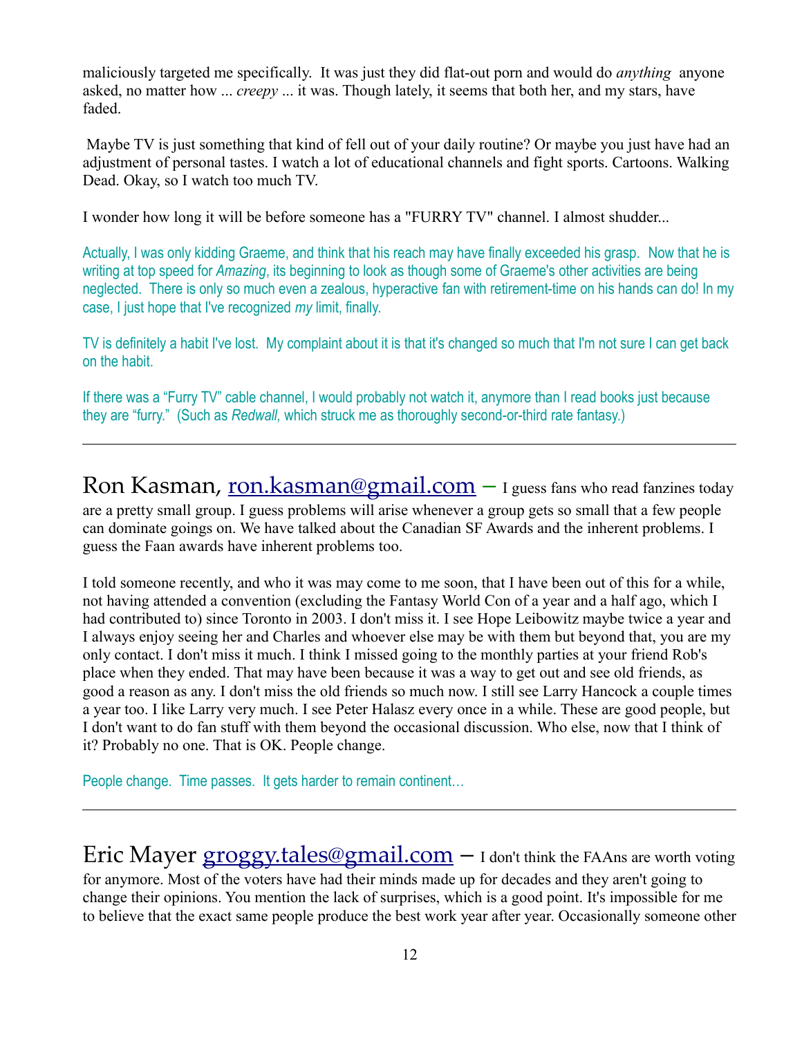maliciously targeted me specifically.  It was just they did flat-out porn and would do *anything* anyone asked, no matter how ... *creepy* ... it was. Though lately, it seems that both her, and my stars, have faded.

Maybe TV is just something that kind of fell out of your daily routine? Or maybe you just have had an adjustment of personal tastes. I watch a lot of educational channels and fight sports. Cartoons. Walking Dead. Okay, so I watch too much TV.

I wonder how long it will be before someone has a "FURRY TV" channel. I almost shudder...

Actually, I was only kidding Graeme, and think that his reach may have finally exceeded his grasp.  Now that he is writing at top speed for *Amazing*, its beginning to look as though some of Graeme's other activities are being neglected.  There is only so much even a zealous, hyperactive fan with retirement-time on his hands can do! In my case, I just hope that I've recognized *my* limit, finally.

TV is definitely a habit I've lost.  My complaint about it is that it's changed so much that I'm not sure I can get back on the habit.

If there was a "Furry TV" cable channel, I would probably not watch it, anymore than I read books just because they are "furry."  (Such as *Redwall,* which struck me as thoroughly second-or-third rate fantasy.)

---

Ron Kasman, ron.kasman@gmail.com – I guess fans who read fanzines today are a pretty small group. I guess problems will arise whenever a group gets so small that a few people can dominate goings on. We have talked about the Canadian SF Awards and the inherent problems. I guess the Faan awards have inherent problems too.

I told someone recently, and who it was may come to me soon, that I have been out of this for a while, not having attended a convention (excluding the Fantasy World Con of a year and a half ago, which I had contributed to) since Toronto in 2003. I don't miss it. I see Hope Leibowitz maybe twice a year and I always enjoy seeing her and Charles and whoever else may be with them but beyond that, you are my only contact. I don't miss it much. I think I missed going to the monthly parties at your friend Rob's place when they ended. That may have been because it was a way to get out and see old friends, as good a reason as any. I don't miss the old friends so much now. I still see Larry Hancock a couple times a year too. I like Larry very much. I see Peter Halasz every once in a while. These are good people, but I don't want to do fan stuff with them beyond the occasional discussion. Who else, now that I think of it? Probably no one. That is OK. People change.

People change.  Time passes.  It gets harder to remain continent…

---

Eric Mayer groggy.tales@gmail.com – I don't think the FAAns are worth voting for anymore. Most of the voters have had their minds made up for decades and they aren't going to change their opinions. You mention the lack of surprises, which is a good point. It's impossible for me to believe that the exact same people produce the best work year after year. Occasionally someone other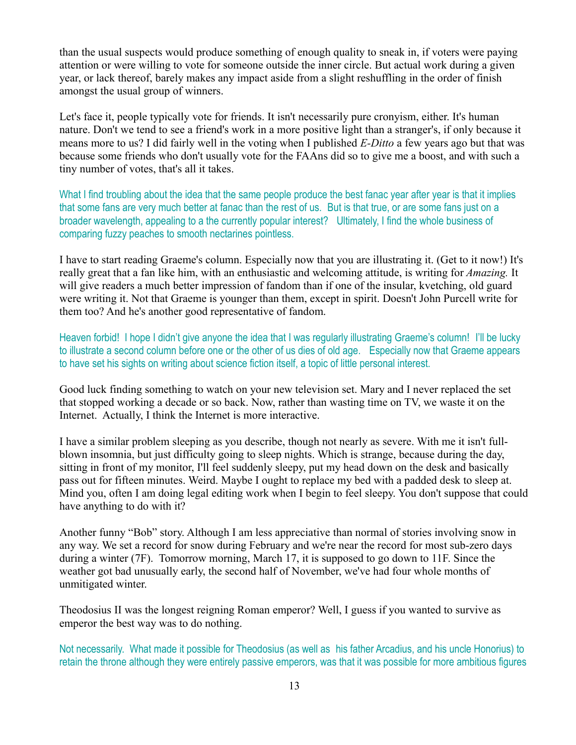than the usual suspects would produce something of enough quality to sneak in, if voters were paying attention or were willing to vote for someone outside the inner circle. But actual work during a given year, or lack thereof, barely makes any impact aside from a slight reshuffling in the order of finish amongst the usual group of winners.

Let's face it, people typically vote for friends. It isn't necessarily pure cronyism, either. It's human nature. Don't we tend to see a friend's work in a more positive light than a stranger's, if only because it means more to us? I did fairly well in the voting when I published *E-Ditto* a few years ago but that was because some friends who don't usually vote for the FAAns did so to give me a boost, and with such a tiny number of votes, that's all it takes.

What I find troubling about the idea that the same people produce the best fanac year after year is that it implies that some fans are very much better at fanac than the rest of us. But is that true, or are some fans just on a broader wavelength, appealing to a the currently popular interest? Ultimately, I find the whole business of comparing fuzzy peaches to smooth nectarines pointless.

I have to start reading Graeme's column. Especially now that you are illustrating it. (Get to it now!) It's really great that a fan like him, with an enthusiastic and welcoming attitude, is writing for *Amazing.* It will give readers a much better impression of fandom than if one of the insular, kvetching, old guard were writing it. Not that Graeme is younger than them, except in spirit. Doesn't John Purcell write for them too? And he's another good representative of fandom.

Heaven forbid! I hope I didn't give anyone the idea that I was regularly illustrating Graeme's column! I'll be lucky to illustrate a second column before one or the other of us dies of old age. Especially now that Graeme appears to have set his sights on writing about science fiction itself, a topic of little personal interest.

Good luck finding something to watch on your new television set. Mary and I never replaced the set that stopped working a decade or so back. Now, rather than wasting time on TV, we waste it on the Internet. Actually, I think the Internet is more interactive.

I have a similar problem sleeping as you describe, though not nearly as severe. With me it isn't full-blown insomnia, but just difficulty going to sleep nights. Which is strange, because during the day, sitting in front of my monitor, I'll feel suddenly sleepy, put my head down on the desk and basically pass out for fifteen minutes. Weird. Maybe I ought to replace my bed with a padded desk to sleep at. Mind you, often I am doing legal editing work when I begin to feel sleepy. You don't suppose that could have anything to do with it?

Another funny "Bob" story. Although I am less appreciative than normal of stories involving snow in any way. We set a record for snow during February and we're near the record for most sub-zero days during a winter (7F). Tomorrow morning, March 17, it is supposed to go down to 11F. Since the weather got bad unusually early, the second half of November, we've had four whole months of unmitigated winter.

Theodosius II was the longest reigning Roman emperor? Well, I guess if you wanted to survive as emperor the best way was to do nothing.

Not necessarily. What made it possible for Theodosius (as well as his father Arcadius, and his uncle Honorius) to retain the throne although they were entirely passive emperors, was that it was possible for more ambitious figures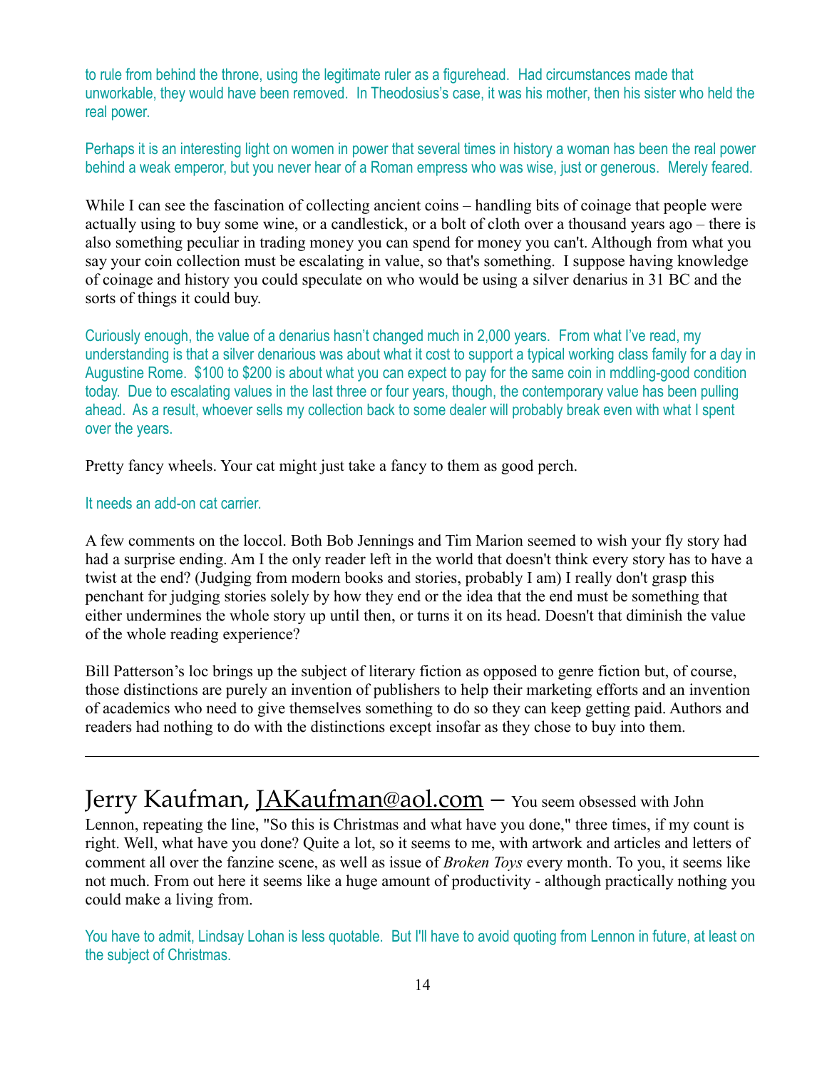to rule from behind the throne, using the legitimate ruler as a figurehead. Had circumstances made that unworkable, they would have been removed. In Theodosius's case, it was his mother, then his sister who held the real power.

Perhaps it is an interesting light on women in power that several times in history a woman has been the real power behind a weak emperor, but you never hear of a Roman empress who was wise, just or generous. Merely feared.

While I can see the fascination of collecting ancient coins – handling bits of coinage that people were actually using to buy some wine, or a candlestick, or a bolt of cloth over a thousand years ago – there is also something peculiar in trading money you can spend for money you can't. Although from what you say your coin collection must be escalating in value, so that's something. I suppose having knowledge of coinage and history you could speculate on who would be using a silver denarius in 31 BC and the sorts of things it could buy.

Curiously enough, the value of a denarius hasn't changed much in 2,000 years. From what I've read, my understanding is that a silver denarious was about what it cost to support a typical working class family for a day in Augustine Rome. $100 to $200 is about what you can expect to pay for the same coin in mddling-good condition today. Due to escalating values in the last three or four years, though, the contemporary value has been pulling ahead. As a result, whoever sells my collection back to some dealer will probably break even with what I spent over the years.

Pretty fancy wheels. Your cat might just take a fancy to them as good perch.

It needs an add-on cat carrier.

A few comments on the loccol. Both Bob Jennings and Tim Marion seemed to wish your fly story had had a surprise ending. Am I the only reader left in the world that doesn't think every story has to have a twist at the end? (Judging from modern books and stories, probably I am) I really don't grasp this penchant for judging stories solely by how they end or the idea that the end must be something that either undermines the whole story up until then, or turns it on its head. Doesn't that diminish the value of the whole reading experience?

Bill Patterson's loc brings up the subject of literary fiction as opposed to genre fiction but, of course, those distinctions are purely an invention of publishers to help their marketing efforts and an invention of academics who need to give themselves something to do so they can keep getting paid. Authors and readers had nothing to do with the distinctions except insofar as they chose to buy into them.

---

## Jerry Kaufman, JAKaufman@aol.com – You seem obsessed with John Lennon, repeating the line, "So this is Christmas and what have you done," three times, if my count is right. Well, what have you done? Quite a lot, so it seems to me, with artwork and articles and letters of comment all over the fanzine scene, as well as issue of *Broken Toys* every month. To you, it seems like not much. From out here it seems like a huge amount of productivity - although practically nothing you could make a living from.

You have to admit, Lindsay Lohan is less quotable. But I'll have to avoid quoting from Lennon in future, at least on the subject of Christmas.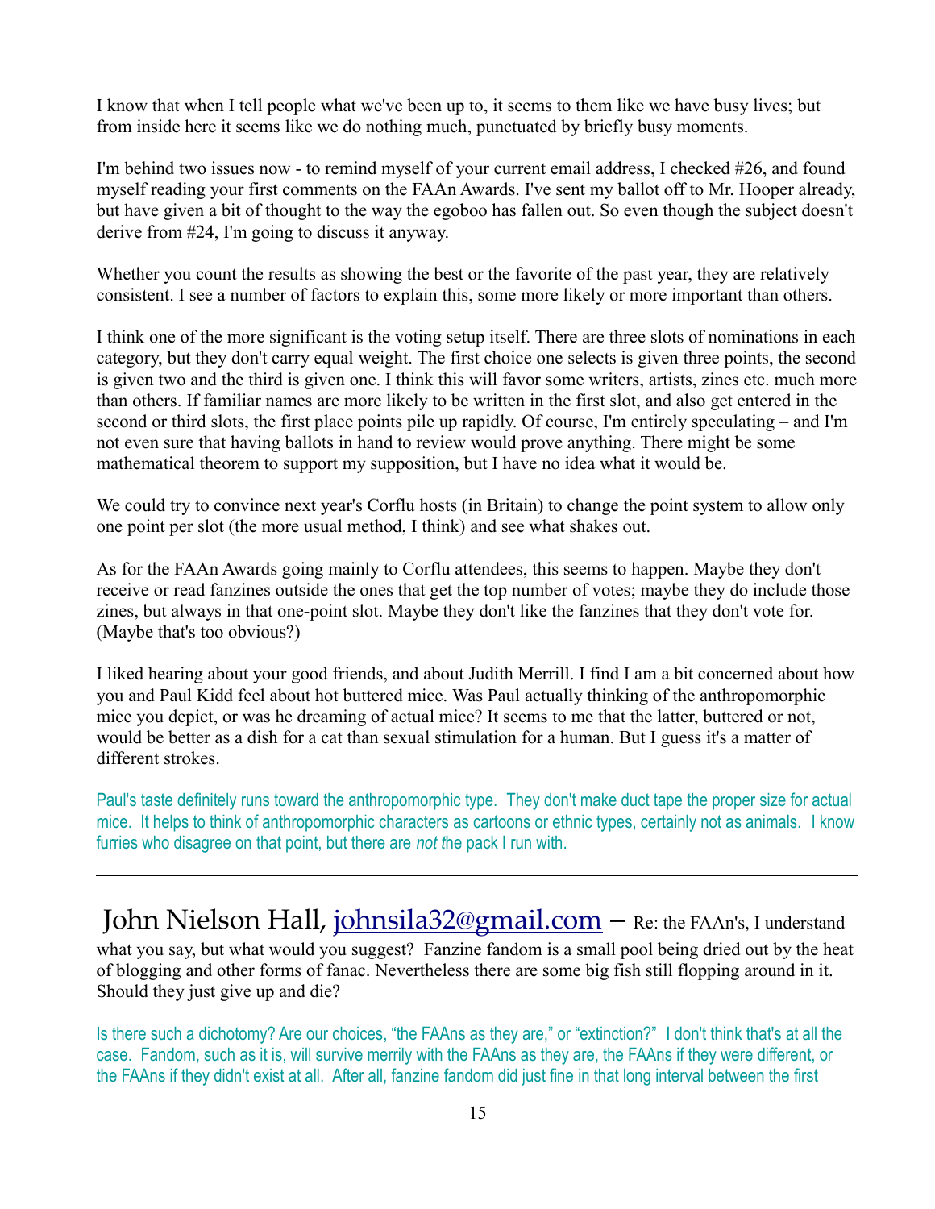I know that when I tell people what we've been up to, it seems to them like we have busy lives; but from inside here it seems like we do nothing much, punctuated by briefly busy moments.

I'm behind two issues now - to remind myself of your current email address, I checked #26, and found myself reading your first comments on the FAAn Awards. I've sent my ballot off to Mr. Hooper already, but have given a bit of thought to the way the egoboo has fallen out. So even though the subject doesn't derive from #24, I'm going to discuss it anyway.

Whether you count the results as showing the best or the favorite of the past year, they are relatively consistent. I see a number of factors to explain this, some more likely or more important than others.

I think one of the more significant is the voting setup itself. There are three slots of nominations in each category, but they don't carry equal weight. The first choice one selects is given three points, the second is given two and the third is given one. I think this will favor some writers, artists, zines etc. much more than others. If familiar names are more likely to be written in the first slot, and also get entered in the second or third slots, the first place points pile up rapidly. Of course, I'm entirely speculating – and I'm not even sure that having ballots in hand to review would prove anything. There might be some mathematical theorem to support my supposition, but I have no idea what it would be.

We could try to convince next year's Corflu hosts (in Britain) to change the point system to allow only one point per slot (the more usual method, I think) and see what shakes out.

As for the FAAn Awards going mainly to Corflu attendees, this seems to happen. Maybe they don't receive or read fanzines outside the ones that get the top number of votes; maybe they do include those zines, but always in that one-point slot. Maybe they don't like the fanzines that they don't vote for. (Maybe that's too obvious?)

I liked hearing about your good friends, and about Judith Merrill. I find I am a bit concerned about how you and Paul Kidd feel about hot buttered mice. Was Paul actually thinking of the anthropomorphic mice you depict, or was he dreaming of actual mice? It seems to me that the latter, buttered or not, would be better as a dish for a cat than sexual stimulation for a human. But I guess it's a matter of different strokes.

Paul's taste definitely runs toward the anthropomorphic type. They don't make duct tape the proper size for actual mice. It helps to think of anthropomorphic characters as cartoons or ethnic types, certainly not as animals. I know furries who disagree on that point, but there are *not t*he pack I run with.

---

John Nielson Hall, johnsila32@gmail.com – Re: the FAAn's, I understand what you say, but what would you suggest? Fanzine fandom is a small pool being dried out by the heat of blogging and other forms of fanac. Nevertheless there are some big fish still flopping around in it. Should they just give up and die?

Is there such a dichotomy? Are our choices, "the FAAns as they are," or "extinction?" I don't think that's at all the case. Fandom, such as it is, will survive merrily with the FAAns as they are, the FAAns if they were different, or the FAAns if they didn't exist at all. After all, fanzine fandom did just fine in that long interval between the first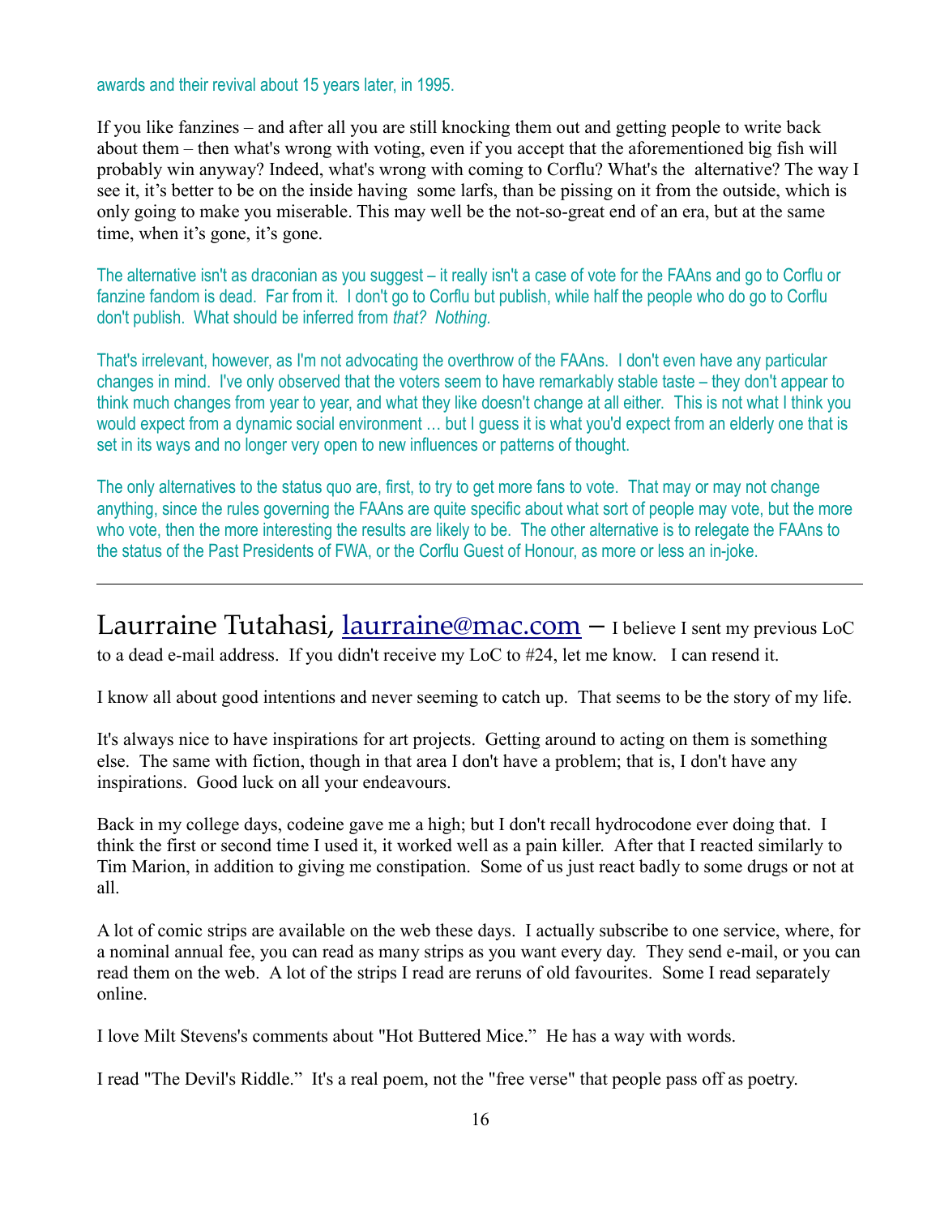awards and their revival about 15 years later, in 1995.

If you like fanzines – and after all you are still knocking them out and getting people to write back about them – then what's wrong with voting, even if you accept that the aforementioned big fish will probably win anyway? Indeed, what's wrong with coming to Corflu? What's the alternative? The way I see it, it's better to be on the inside having some larfs, than be pissing on it from the outside, which is only going to make you miserable. This may well be the not-so-great end of an era, but at the same time, when it's gone, it's gone.

The alternative isn't as draconian as you suggest – it really isn't a case of vote for the FAAns and go to Corflu or fanzine fandom is dead. Far from it. I don't go to Corflu but publish, while half the people who do go to Corflu don't publish. What should be inferred from *that? Nothing*.

That's irrelevant, however, as I'm not advocating the overthrow of the FAAns. I don't even have any particular changes in mind. I've only observed that the voters seem to have remarkably stable taste – they don't appear to think much changes from year to year, and what they like doesn't change at all either. This is not what I think you would expect from a dynamic social environment … but I guess it is what you'd expect from an elderly one that is set in its ways and no longer very open to new influences or patterns of thought.

The only alternatives to the status quo are, first, to try to get more fans to vote. That may or may not change anything, since the rules governing the FAAns are quite specific about what sort of people may vote, but the more who vote, then the more interesting the results are likely to be. The other alternative is to relegate the FAAns to the status of the Past Presidents of FWA, or the Corflu Guest of Honour, as more or less an in-joke.

---

Laurraine Tutahasi, laurraine@mac.com – I believe I sent my previous LoC to a dead e-mail address. If you didn't receive my LoC to #24, let me know. I can resend it.

I know all about good intentions and never seeming to catch up. That seems to be the story of my life.

It's always nice to have inspirations for art projects. Getting around to acting on them is something else. The same with fiction, though in that area I don't have a problem; that is, I don't have any inspirations. Good luck on all your endeavours.

Back in my college days, codeine gave me a high; but I don't recall hydrocodone ever doing that. I think the first or second time I used it, it worked well as a pain killer. After that I reacted similarly to Tim Marion, in addition to giving me constipation. Some of us just react badly to some drugs or not at all.

A lot of comic strips are available on the web these days. I actually subscribe to one service, where, for a nominal annual fee, you can read as many strips as you want every day. They send e-mail, or you can read them on the web. A lot of the strips I read are reruns of old favourites. Some I read separately online.

I love Milt Stevens's comments about "Hot Buttered Mice." He has a way with words.

I read "The Devil's Riddle." It's a real poem, not the "free verse" that people pass off as poetry.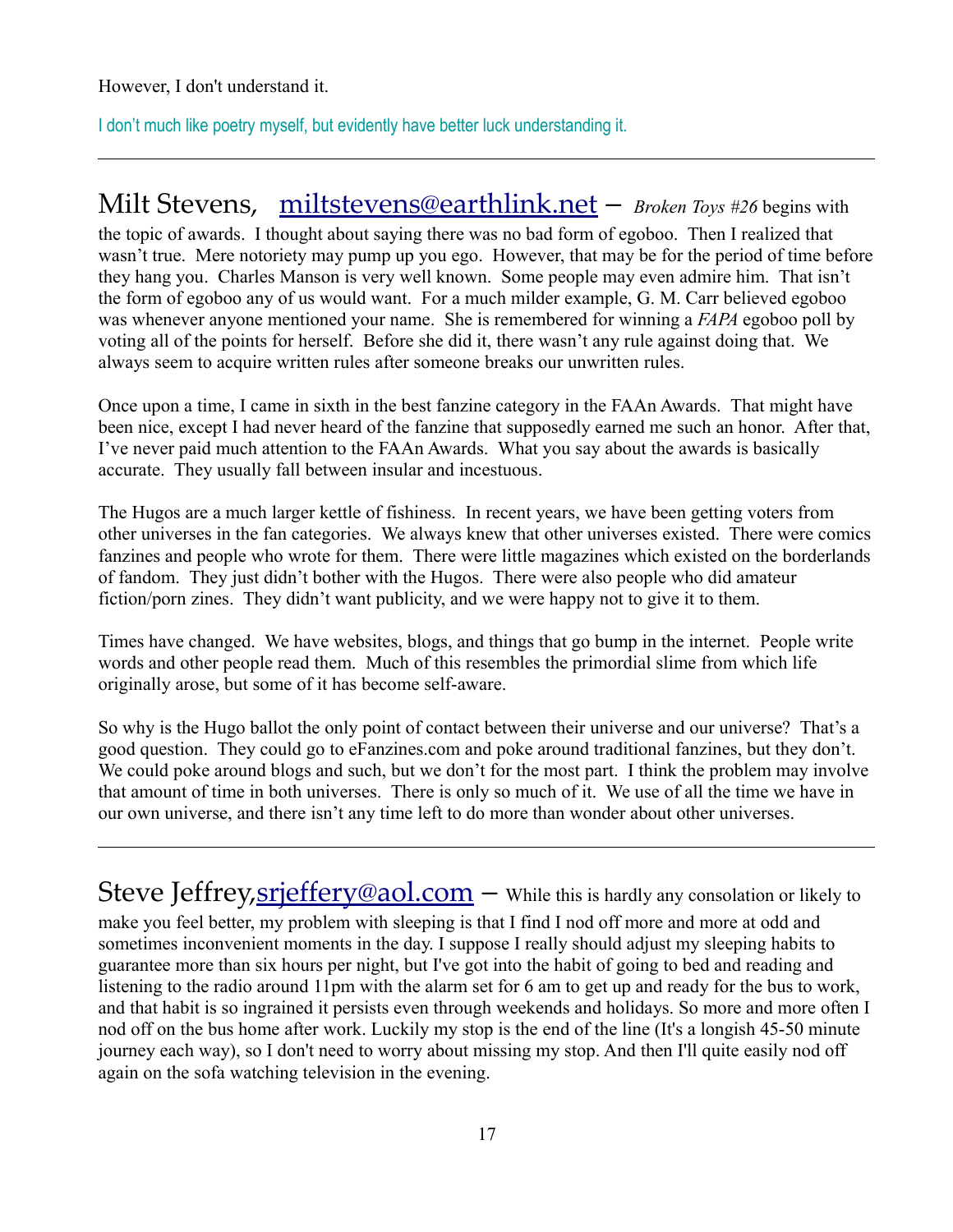However, I don't understand it.

I don't much like poetry myself, but evidently have better luck understanding it.

---

Milt Stevens, [miltstevens@earthlink.net](mailto:miltstevens@earthlink.net) – *Broken Toys #26* begins with the topic of awards. I thought about saying there was no bad form of egoboo. Then I realized that wasn't true. Mere notoriety may pump up you ego. However, that may be for the period of time before they hang you. Charles Manson is very well known. Some people may even admire him. That isn't the form of egoboo any of us would want. For a much milder example, G. M. Carr believed egoboo was whenever anyone mentioned your name. She is remembered for winning a *FAPA* egoboo poll by voting all of the points for herself. Before she did it, there wasn't any rule against doing that. We always seem to acquire written rules after someone breaks our unwritten rules.

Once upon a time, I came in sixth in the best fanzine category in the FAAn Awards. That might have been nice, except I had never heard of the fanzine that supposedly earned me such an honor. After that, I've never paid much attention to the FAAn Awards. What you say about the awards is basically accurate. They usually fall between insular and incestuous.

The Hugos are a much larger kettle of fishiness. In recent years, we have been getting voters from other universes in the fan categories. We always knew that other universes existed. There were comics fanzines and people who wrote for them. There were little magazines which existed on the borderlands of fandom. They just didn't bother with the Hugos. There were also people who did amateur fiction/porn zines. They didn't want publicity, and we were happy not to give it to them.

Times have changed. We have websites, blogs, and things that go bump in the internet. People write words and other people read them. Much of this resembles the primordial slime from which life originally arose, but some of it has become self-aware.

So why is the Hugo ballot the only point of contact between their universe and our universe? That's a good question. They could go to eFanzines.com and poke around traditional fanzines, but they don't. We could poke around blogs and such, but we don't for the most part. I think the problem may involve that amount of time in both universes. There is only so much of it. We use of all the time we have in our own universe, and there isn't any time left to do more than wonder about other universes.

---

Steve Jeffrey, [srjeffery@aol.com](mailto:srjeffery@aol.com) – While this is hardly any consolation or likely to make you feel better, my problem with sleeping is that I find I nod off more and more at odd and sometimes inconvenient moments in the day. I suppose I really should adjust my sleeping habits to guarantee more than six hours per night, but I've got into the habit of going to bed and reading and listening to the radio around 11pm with the alarm set for 6 am to get up and ready for the bus to work, and that habit is so ingrained it persists even through weekends and holidays. So more and more often I nod off on the bus home after work. Luckily my stop is the end of the line (It's a longish 45-50 minute journey each way), so I don't need to worry about missing my stop. And then I'll quite easily nod off again on the sofa watching television in the evening.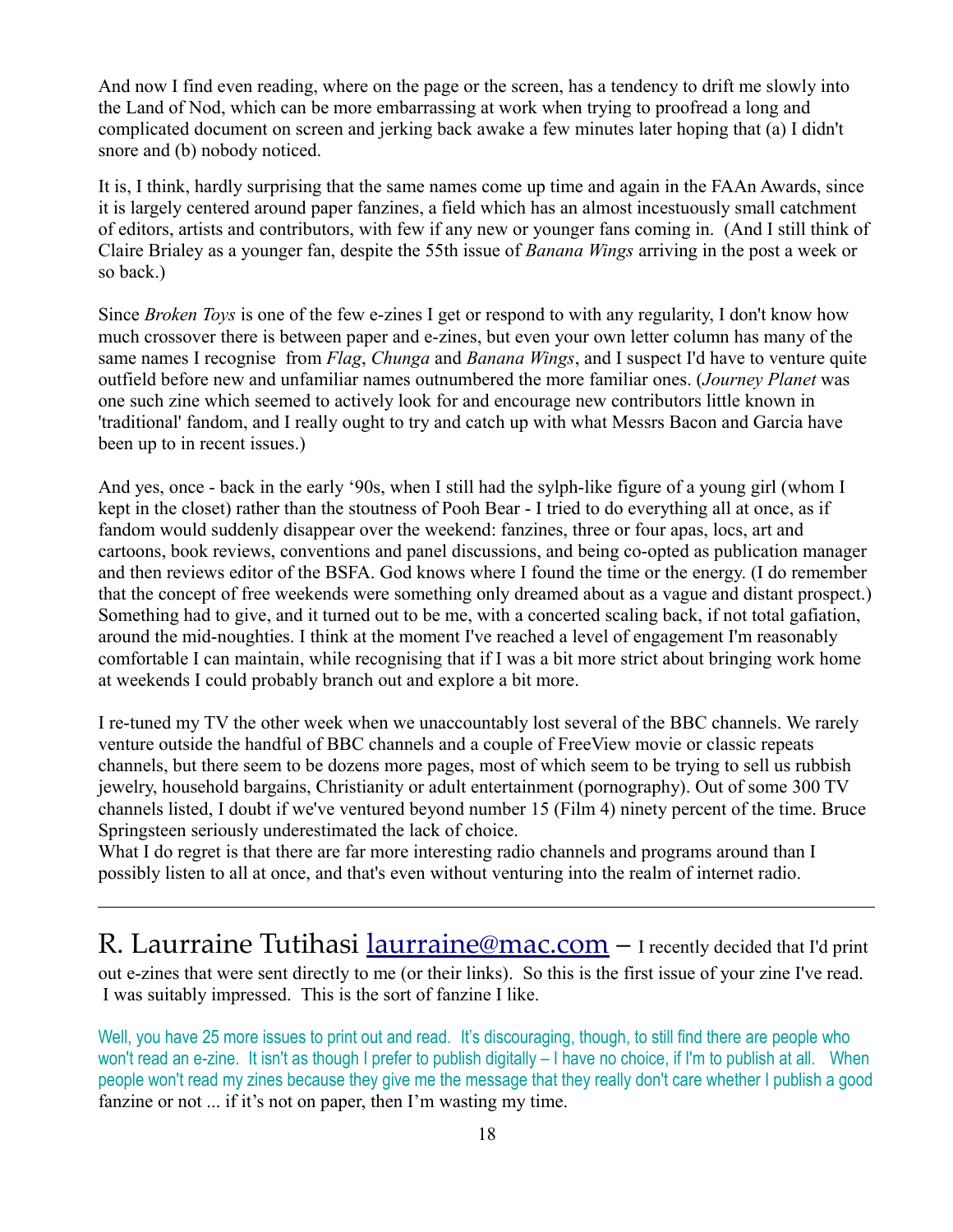And now I find even reading, where on the page or the screen, has a tendency to drift me slowly into the Land of Nod, which can be more embarrassing at work when trying to proofread a long and complicated document on screen and jerking back awake a few minutes later hoping that (a) I didn't snore and (b) nobody noticed.

It is, I think, hardly surprising that the same names come up time and again in the FAAn Awards, since it is largely centered around paper fanzines, a field which has an almost incestuously small catchment of editors, artists and contributors, with few if any new or younger fans coming in. (And I still think of Claire Brialey as a younger fan, despite the 55th issue of *Banana Wings* arriving in the post a week or so back.)

Since *Broken Toys* is one of the few e-zines I get or respond to with any regularity, I don't know how much crossover there is between paper and e-zines, but even your own letter column has many of the same names I recognise from *Flag*, *Chunga* and *Banana Wings*, and I suspect I'd have to venture quite outfield before new and unfamiliar names outnumbered the more familiar ones. (*Journey Planet* was one such zine which seemed to actively look for and encourage new contributors little known in 'traditional' fandom, and I really ought to try and catch up with what Messrs Bacon and Garcia have been up to in recent issues.)

And yes, once - back in the early '90s, when I still had the sylph-like figure of a young girl (whom I kept in the closet) rather than the stoutness of Pooh Bear - I tried to do everything all at once, as if fandom would suddenly disappear over the weekend: fanzines, three or four apas, locs, art and cartoons, book reviews, conventions and panel discussions, and being co-opted as publication manager and then reviews editor of the BSFA. God knows where I found the time or the energy. (I do remember that the concept of free weekends were something only dreamed about as a vague and distant prospect.) Something had to give, and it turned out to be me, with a concerted scaling back, if not total gafiation, around the mid-noughties. I think at the moment I've reached a level of engagement I'm reasonably comfortable I can maintain, while recognising that if I was a bit more strict about bringing work home at weekends I could probably branch out and explore a bit more.

I re-tuned my TV the other week when we unaccountably lost several of the BBC channels. We rarely venture outside the handful of BBC channels and a couple of FreeView movie or classic repeats channels, but there seem to be dozens more pages, most of which seem to be trying to sell us rubbish jewelry, household bargains, Christianity or adult entertainment (pornography). Out of some 300 TV channels listed, I doubt if we've ventured beyond number 15 (Film 4) ninety percent of the time. Bruce Springsteen seriously underestimated the lack of choice.
What I do regret is that there are far more interesting radio channels and programs around than I possibly listen to all at once, and that's even without venturing into the realm of internet radio.

---

R. Laurraine Tutihasi laurraine@mac.com – I recently decided that I'd print out e-zines that were sent directly to me (or their links). So this is the first issue of your zine I've read. I was suitably impressed. This is the sort of fanzine I like.

Well, you have 25 more issues to print out and read. It's discouraging, though, to still find there are people who won't read an e-zine. It isn't as though I prefer to publish digitally – I have no choice, if I'm to publish at all. When people won't read my zines because they give me the message that they really don't care whether I publish a good fanzine or not ... if it's not on paper, then I'm wasting my time.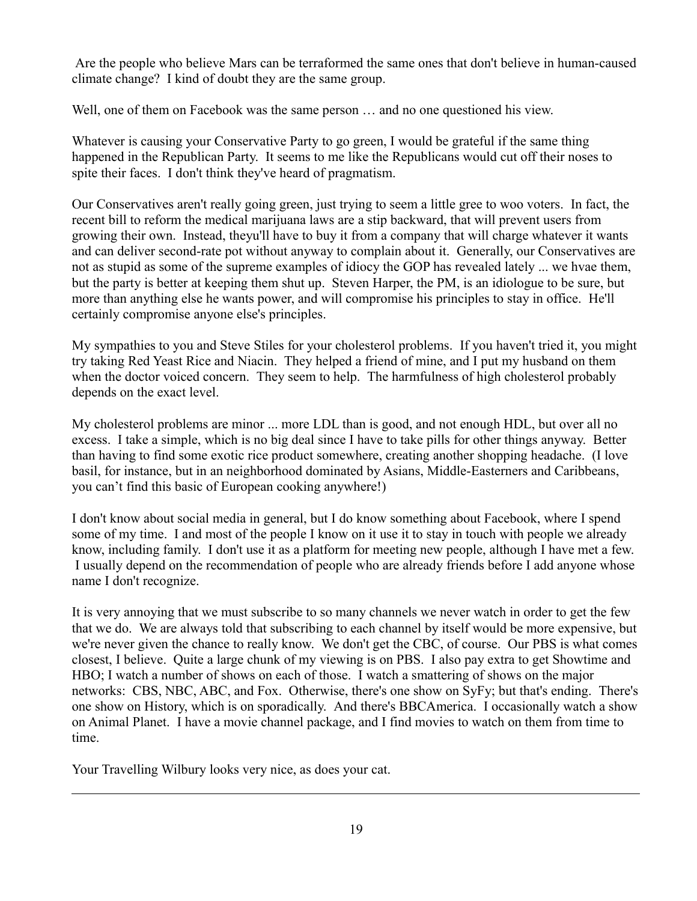Are the people who believe Mars can be terraformed the same ones that don't believe in human-caused climate change? I kind of doubt they are the same group.

Well, one of them on Facebook was the same person … and no one questioned his view.

Whatever is causing your Conservative Party to go green, I would be grateful if the same thing happened in the Republican Party. It seems to me like the Republicans would cut off their noses to spite their faces. I don't think they've heard of pragmatism.

Our Conservatives aren't really going green, just trying to seem a little gree to woo voters. In fact, the recent bill to reform the medical marijuana laws are a stip backward, that will prevent users from growing their own. Instead, theyu'll have to buy it from a company that will charge whatever it wants and can deliver second-rate pot without anyway to complain about it. Generally, our Conservatives are not as stupid as some of the supreme examples of idiocy the GOP has revealed lately ... we hvae them, but the party is better at keeping them shut up. Steven Harper, the PM, is an idiologue to be sure, but more than anything else he wants power, and will compromise his principles to stay in office. He'll certainly compromise anyone else's principles.

My sympathies to you and Steve Stiles for your cholesterol problems. If you haven't tried it, you might try taking Red Yeast Rice and Niacin. They helped a friend of mine, and I put my husband on them when the doctor voiced concern. They seem to help. The harmfulness of high cholesterol probably depends on the exact level.

My cholesterol problems are minor ... more LDL than is good, and not enough HDL, but over all no excess. I take a simple, which is no big deal since I have to take pills for other things anyway. Better than having to find some exotic rice product somewhere, creating another shopping headache. (I love basil, for instance, but in an neighborhood dominated by Asians, Middle-Easterners and Caribbeans, you can't find this basic of European cooking anywhere!)

I don't know about social media in general, but I do know something about Facebook, where I spend some of my time. I and most of the people I know on it use it to stay in touch with people we already know, including family. I don't use it as a platform for meeting new people, although I have met a few. I usually depend on the recommendation of people who are already friends before I add anyone whose name I don't recognize.

It is very annoying that we must subscribe to so many channels we never watch in order to get the few that we do. We are always told that subscribing to each channel by itself would be more expensive, but we're never given the chance to really know. We don't get the CBC, of course. Our PBS is what comes closest, I believe. Quite a large chunk of my viewing is on PBS. I also pay extra to get Showtime and HBO; I watch a number of shows on each of those. I watch a smattering of shows on the major networks: CBS, NBC, ABC, and Fox. Otherwise, there's one show on SyFy; but that's ending. There's one show on History, which is on sporadically. And there's BBCAmerica. I occasionally watch a show on Animal Planet. I have a movie channel package, and I find movies to watch on them from time to time.

Your Travelling Wilbury looks very nice, as does your cat.

---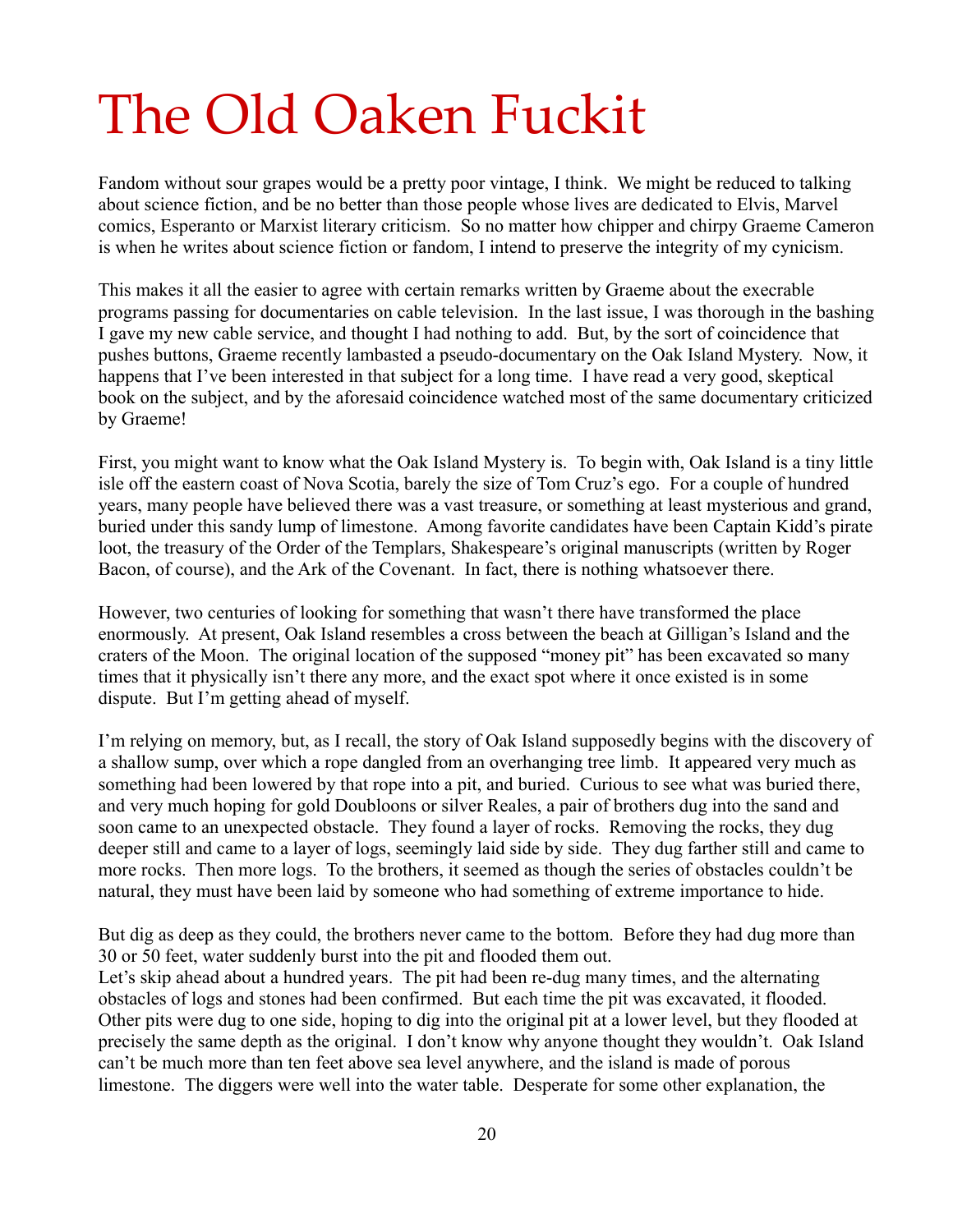# The Old Oaken Fuckit

Fandom without sour grapes would be a pretty poor vintage, I think. We might be reduced to talking about science fiction, and be no better than those people whose lives are dedicated to Elvis, Marvel comics, Esperanto or Marxist literary criticism. So no matter how chipper and chirpy Graeme Cameron is when he writes about science fiction or fandom, I intend to preserve the integrity of my cynicism.

This makes it all the easier to agree with certain remarks written by Graeme about the execrable programs passing for documentaries on cable television. In the last issue, I was thorough in the bashing I gave my new cable service, and thought I had nothing to add. But, by the sort of coincidence that pushes buttons, Graeme recently lambasted a pseudo-documentary on the Oak Island Mystery. Now, it happens that I've been interested in that subject for a long time. I have read a very good, skeptical book on the subject, and by the aforesaid coincidence watched most of the same documentary criticized by Graeme!

First, you might want to know what the Oak Island Mystery is. To begin with, Oak Island is a tiny little isle off the eastern coast of Nova Scotia, barely the size of Tom Cruz's ego. For a couple of hundred years, many people have believed there was a vast treasure, or something at least mysterious and grand, buried under this sandy lump of limestone. Among favorite candidates have been Captain Kidd's pirate loot, the treasury of the Order of the Templars, Shakespeare's original manuscripts (written by Roger Bacon, of course), and the Ark of the Covenant. In fact, there is nothing whatsoever there.

However, two centuries of looking for something that wasn't there have transformed the place enormously. At present, Oak Island resembles a cross between the beach at Gilligan's Island and the craters of the Moon. The original location of the supposed "money pit" has been excavated so many times that it physically isn't there any more, and the exact spot where it once existed is in some dispute. But I'm getting ahead of myself.

I'm relying on memory, but, as I recall, the story of Oak Island supposedly begins with the discovery of a shallow sump, over which a rope dangled from an overhanging tree limb. It appeared very much as something had been lowered by that rope into a pit, and buried. Curious to see what was buried there, and very much hoping for gold Doubloons or silver Reales, a pair of brothers dug into the sand and soon came to an unexpected obstacle. They found a layer of rocks. Removing the rocks, they dug deeper still and came to a layer of logs, seemingly laid side by side. They dug farther still and came to more rocks. Then more logs. To the brothers, it seemed as though the series of obstacles couldn't be natural, they must have been laid by someone who had something of extreme importance to hide.

But dig as deep as they could, the brothers never came to the bottom. Before they had dug more than 30 or 50 feet, water suddenly burst into the pit and flooded them out.

Let's skip ahead about a hundred years. The pit had been re-dug many times, and the alternating obstacles of logs and stones had been confirmed. But each time the pit was excavated, it flooded. Other pits were dug to one side, hoping to dig into the original pit at a lower level, but they flooded at precisely the same depth as the original. I don't know why anyone thought they wouldn't. Oak Island can't be much more than ten feet above sea level anywhere, and the island is made of porous limestone. The diggers were well into the water table. Desperate for some other explanation, the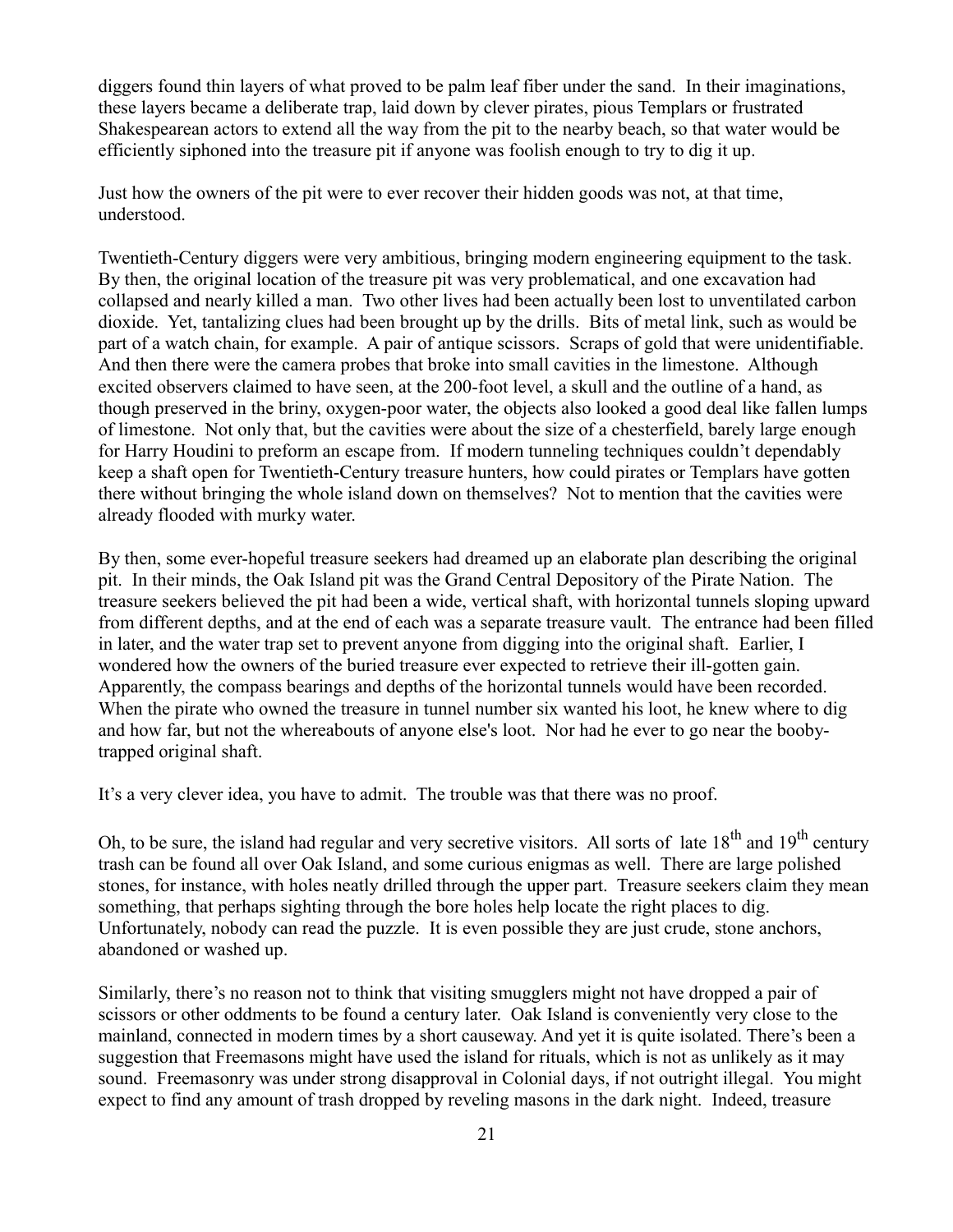diggers found thin layers of what proved to be palm leaf fiber under the sand. In their imaginations, these layers became a deliberate trap, laid down by clever pirates, pious Templars or frustrated Shakespearean actors to extend all the way from the pit to the nearby beach, so that water would be efficiently siphoned into the treasure pit if anyone was foolish enough to try to dig it up.

Just how the owners of the pit were to ever recover their hidden goods was not, at that time, understood.

Twentieth-Century diggers were very ambitious, bringing modern engineering equipment to the task. By then, the original location of the treasure pit was very problematical, and one excavation had collapsed and nearly killed a man. Two other lives had been actually been lost to unventilated carbon dioxide. Yet, tantalizing clues had been brought up by the drills. Bits of metal link, such as would be part of a watch chain, for example. A pair of antique scissors. Scraps of gold that were unidentifiable. And then there were the camera probes that broke into small cavities in the limestone. Although excited observers claimed to have seen, at the 200-foot level, a skull and the outline of a hand, as though preserved in the briny, oxygen-poor water, the objects also looked a good deal like fallen lumps of limestone. Not only that, but the cavities were about the size of a chesterfield, barely large enough for Harry Houdini to preform an escape from. If modern tunneling techniques couldn't dependably keep a shaft open for Twentieth-Century treasure hunters, how could pirates or Templars have gotten there without bringing the whole island down on themselves? Not to mention that the cavities were already flooded with murky water.

By then, some ever-hopeful treasure seekers had dreamed up an elaborate plan describing the original pit. In their minds, the Oak Island pit was the Grand Central Depository of the Pirate Nation. The treasure seekers believed the pit had been a wide, vertical shaft, with horizontal tunnels sloping upward from different depths, and at the end of each was a separate treasure vault. The entrance had been filled in later, and the water trap set to prevent anyone from digging into the original shaft. Earlier, I wondered how the owners of the buried treasure ever expected to retrieve their ill-gotten gain. Apparently, the compass bearings and depths of the horizontal tunnels would have been recorded. When the pirate who owned the treasure in tunnel number six wanted his loot, he knew where to dig and how far, but not the whereabouts of anyone else's loot. Nor had he ever to go near the booby-trapped original shaft.

It's a very clever idea, you have to admit. The trouble was that there was no proof.

Oh, to be sure, the island had regular and very secretive visitors. All sorts of late 18th and 19th century trash can be found all over Oak Island, and some curious enigmas as well. There are large polished stones, for instance, with holes neatly drilled through the upper part. Treasure seekers claim they mean something, that perhaps sighting through the bore holes help locate the right places to dig. Unfortunately, nobody can read the puzzle. It is even possible they are just crude, stone anchors, abandoned or washed up.

Similarly, there's no reason not to think that visiting smugglers might not have dropped a pair of scissors or other oddments to be found a century later. Oak Island is conveniently very close to the mainland, connected in modern times by a short causeway. And yet it is quite isolated. There's been a suggestion that Freemasons might have used the island for rituals, which is not as unlikely as it may sound. Freemasonry was under strong disapproval in Colonial days, if not outright illegal. You might expect to find any amount of trash dropped by reveling masons in the dark night. Indeed, treasure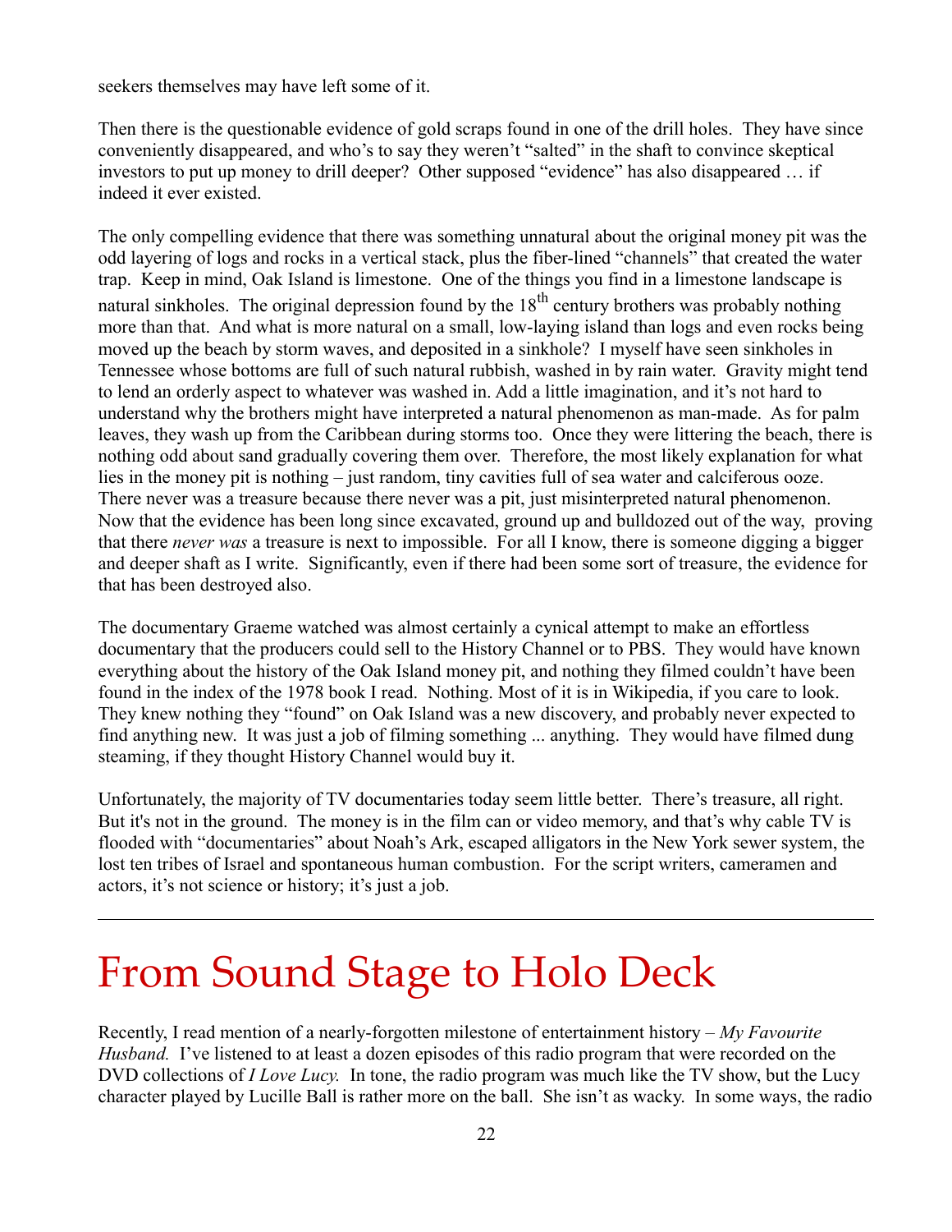seekers themselves may have left some of it.

Then there is the questionable evidence of gold scraps found in one of the drill holes. They have since conveniently disappeared, and who's to say they weren't "salted" in the shaft to convince skeptical investors to put up money to drill deeper? Other supposed "evidence" has also disappeared … if indeed it ever existed.

The only compelling evidence that there was something unnatural about the original money pit was the odd layering of logs and rocks in a vertical stack, plus the fiber-lined "channels" that created the water trap. Keep in mind, Oak Island is limestone. One of the things you find in a limestone landscape is natural sinkholes. The original depression found by the 18th century brothers was probably nothing more than that. And what is more natural on a small, low-laying island than logs and even rocks being moved up the beach by storm waves, and deposited in a sinkhole? I myself have seen sinkholes in Tennessee whose bottoms are full of such natural rubbish, washed in by rain water. Gravity might tend to lend an orderly aspect to whatever was washed in. Add a little imagination, and it's not hard to understand why the brothers might have interpreted a natural phenomenon as man-made. As for palm leaves, they wash up from the Caribbean during storms too. Once they were littering the beach, there is nothing odd about sand gradually covering them over. Therefore, the most likely explanation for what lies in the money pit is nothing – just random, tiny cavities full of sea water and calciferous ooze. There never was a treasure because there never was a pit, just misinterpreted natural phenomenon. Now that the evidence has been long since excavated, ground up and bulldozed out of the way, proving that there *never was* a treasure is next to impossible. For all I know, there is someone digging a bigger and deeper shaft as I write. Significantly, even if there had been some sort of treasure, the evidence for that has been destroyed also.

The documentary Graeme watched was almost certainly a cynical attempt to make an effortless documentary that the producers could sell to the History Channel or to PBS. They would have known everything about the history of the Oak Island money pit, and nothing they filmed couldn't have been found in the index of the 1978 book I read. Nothing. Most of it is in Wikipedia, if you care to look. They knew nothing they "found" on Oak Island was a new discovery, and probably never expected to find anything new. It was just a job of filming something ... anything. They would have filmed dung steaming, if they thought History Channel would buy it.

Unfortunately, the majority of TV documentaries today seem little better. There's treasure, all right. But it's not in the ground. The money is in the film can or video memory, and that's why cable TV is flooded with "documentaries" about Noah's Ark, escaped alligators in the New York sewer system, the lost ten tribes of Israel and spontaneous human combustion. For the script writers, cameramen and actors, it's not science or history; it's just a job.

---

# From Sound Stage to Holo Deck

Recently, I read mention of a nearly-forgotten milestone of entertainment history – *My Favourite Husband.* I've listened to at least a dozen episodes of this radio program that were recorded on the DVD collections of *I Love Lucy.* In tone, the radio program was much like the TV show, but the Lucy character played by Lucille Ball is rather more on the ball. She isn't as wacky. In some ways, the radio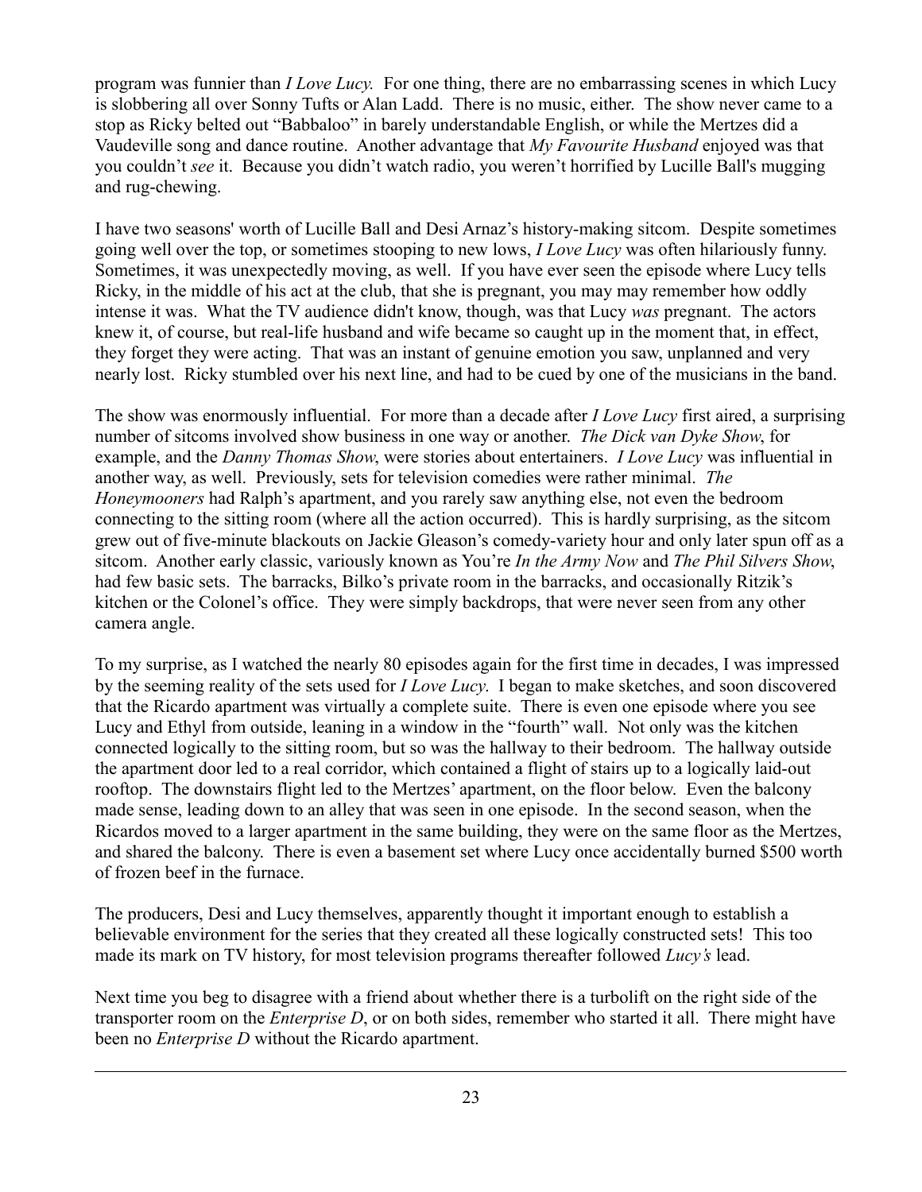program was funnier than *I Love Lucy.* For one thing, there are no embarrassing scenes in which Lucy is slobbering all over Sonny Tufts or Alan Ladd. There is no music, either. The show never came to a stop as Ricky belted out "Babbaloo" in barely understandable English, or while the Mertzes did a Vaudeville song and dance routine. Another advantage that *My Favourite Husband* enjoyed was that you couldn't *see* it. Because you didn't watch radio, you weren't horrified by Lucille Ball's mugging and rug-chewing.

I have two seasons' worth of Lucille Ball and Desi Arnaz's history-making sitcom. Despite sometimes going well over the top, or sometimes stooping to new lows, *I Love Lucy* was often hilariously funny. Sometimes, it was unexpectedly moving, as well. If you have ever seen the episode where Lucy tells Ricky, in the middle of his act at the club, that she is pregnant, you may may remember how oddly intense it was. What the TV audience didn't know, though, was that Lucy *was* pregnant. The actors knew it, of course, but real-life husband and wife became so caught up in the moment that, in effect, they forget they were acting. That was an instant of genuine emotion you saw, unplanned and very nearly lost. Ricky stumbled over his next line, and had to be cued by one of the musicians in the band.

The show was enormously influential. For more than a decade after *I Love Lucy* first aired, a surprising number of sitcoms involved show business in one way or another. *The Dick van Dyke Show*, for example, and the *Danny Thomas Show*, were stories about entertainers. *I Love Lucy* was influential in another way, as well. Previously, sets for television comedies were rather minimal. *The Honeymooners* had Ralph's apartment, and you rarely saw anything else, not even the bedroom connecting to the sitting room (where all the action occurred). This is hardly surprising, as the sitcom grew out of five-minute blackouts on Jackie Gleason's comedy-variety hour and only later spun off as a sitcom. Another early classic, variously known as You're *In the Army Now* and *The Phil Silvers Show*, had few basic sets. The barracks, Bilko's private room in the barracks, and occasionally Ritzik's kitchen or the Colonel's office. They were simply backdrops, that were never seen from any other camera angle.

To my surprise, as I watched the nearly 80 episodes again for the first time in decades, I was impressed by the seeming reality of the sets used for *I Love Lucy.* I began to make sketches, and soon discovered that the Ricardo apartment was virtually a complete suite. There is even one episode where you see Lucy and Ethyl from outside, leaning in a window in the "fourth" wall. Not only was the kitchen connected logically to the sitting room, but so was the hallway to their bedroom. The hallway outside the apartment door led to a real corridor, which contained a flight of stairs up to a logically laid-out rooftop. The downstairs flight led to the Mertzes' apartment, on the floor below. Even the balcony made sense, leading down to an alley that was seen in one episode. In the second season, when the Ricardos moved to a larger apartment in the same building, they were on the same floor as the Mertzes, and shared the balcony. There is even a basement set where Lucy once accidentally burned $500 worth of frozen beef in the furnace.

The producers, Desi and Lucy themselves, apparently thought it important enough to establish a believable environment for the series that they created all these logically constructed sets! This too made its mark on TV history, for most television programs thereafter followed *Lucy's* lead.

Next time you beg to disagree with a friend about whether there is a turbolift on the right side of the transporter room on the *Enterprise D*, or on both sides, remember who started it all. There might have been no *Enterprise D* without the Ricardo apartment.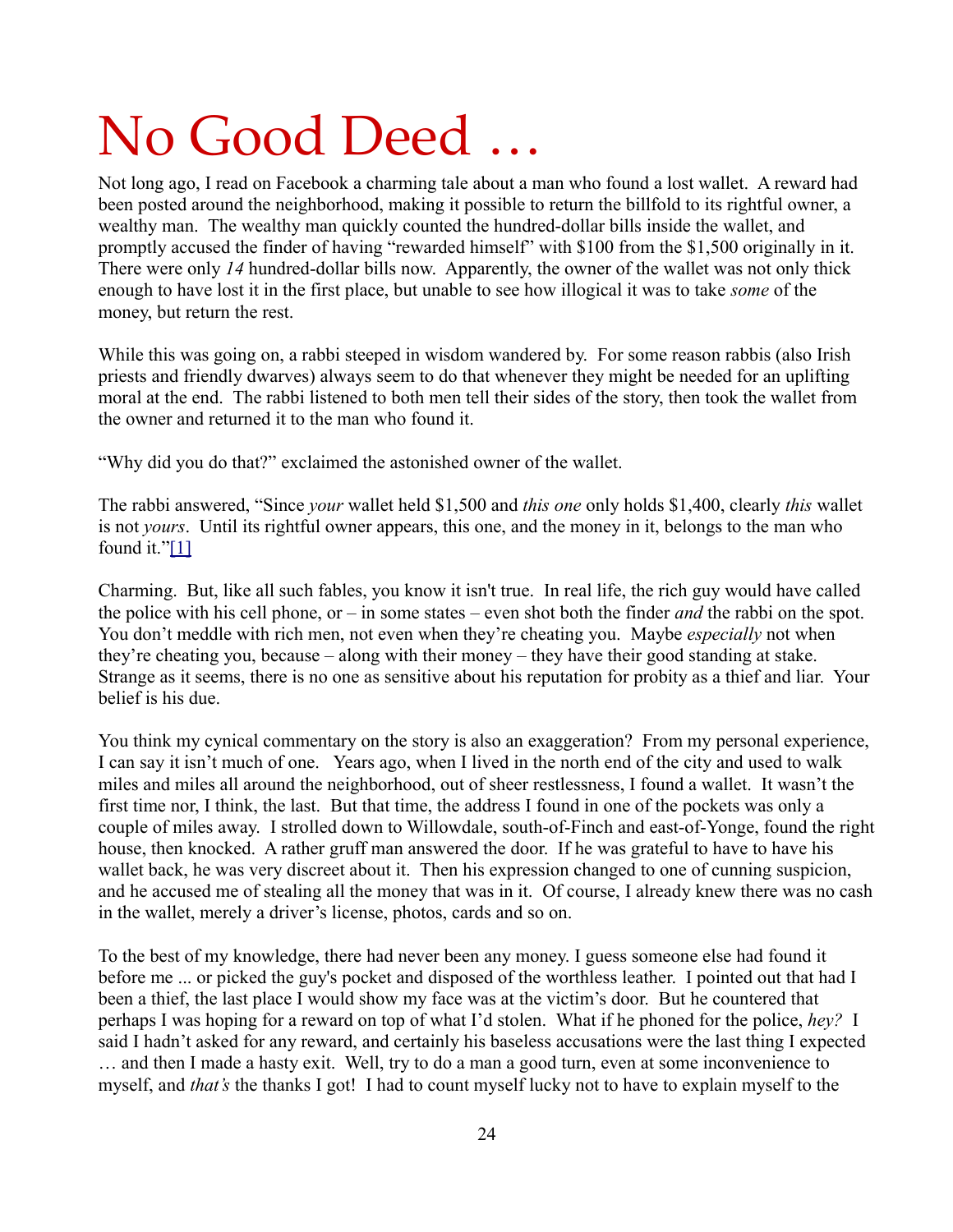# No Good Deed …

Not long ago, I read on Facebook a charming tale about a man who found a lost wallet. A reward had been posted around the neighborhood, making it possible to return the billfold to its rightful owner, a wealthy man. The wealthy man quickly counted the hundred-dollar bills inside the wallet, and promptly accused the finder of having "rewarded himself" with $100 from the $1,500 originally in it. There were only *14* hundred-dollar bills now. Apparently, the owner of the wallet was not only thick enough to have lost it in the first place, but unable to see how illogical it was to take *some* of the money, but return the rest.

While this was going on, a rabbi steeped in wisdom wandered by. For some reason rabbis (also Irish priests and friendly dwarves) always seem to do that whenever they might be needed for an uplifting moral at the end. The rabbi listened to both men tell their sides of the story, then took the wallet from the owner and returned it to the man who found it.

"Why did you do that?" exclaimed the astonished owner of the wallet.

The rabbi answered, "Since *your* wallet held $1,500 and *this one* only holds $1,400, clearly *this* wallet is not *yours*. Until its rightful owner appears, this one, and the money in it, belongs to the man who found it."[1]

Charming. But, like all such fables, you know it isn't true. In real life, the rich guy would have called the police with his cell phone, or – in some states – even shot both the finder *and* the rabbi on the spot. You don't meddle with rich men, not even when they're cheating you. Maybe *especially* not when they're cheating you, because – along with their money – they have their good standing at stake. Strange as it seems, there is no one as sensitive about his reputation for probity as a thief and liar. Your belief is his due.

You think my cynical commentary on the story is also an exaggeration? From my personal experience, I can say it isn't much of one. Years ago, when I lived in the north end of the city and used to walk miles and miles all around the neighborhood, out of sheer restlessness, I found a wallet. It wasn't the first time nor, I think, the last. But that time, the address I found in one of the pockets was only a couple of miles away. I strolled down to Willowdale, south-of-Finch and east-of-Yonge, found the right house, then knocked. A rather gruff man answered the door. If he was grateful to have to have his wallet back, he was very discreet about it. Then his expression changed to one of cunning suspicion, and he accused me of stealing all the money that was in it. Of course, I already knew there was no cash in the wallet, merely a driver's license, photos, cards and so on.

To the best of my knowledge, there had never been any money. I guess someone else had found it before me ... or picked the guy's pocket and disposed of the worthless leather. I pointed out that had I been a thief, the last place I would show my face was at the victim's door. But he countered that perhaps I was hoping for a reward on top of what I'd stolen. What if he phoned for the police, *hey?* I said I hadn't asked for any reward, and certainly his baseless accusations were the last thing I expected … and then I made a hasty exit. Well, try to do a man a good turn, even at some inconvenience to myself, and *that's* the thanks I got! I had to count myself lucky not to have to explain myself to the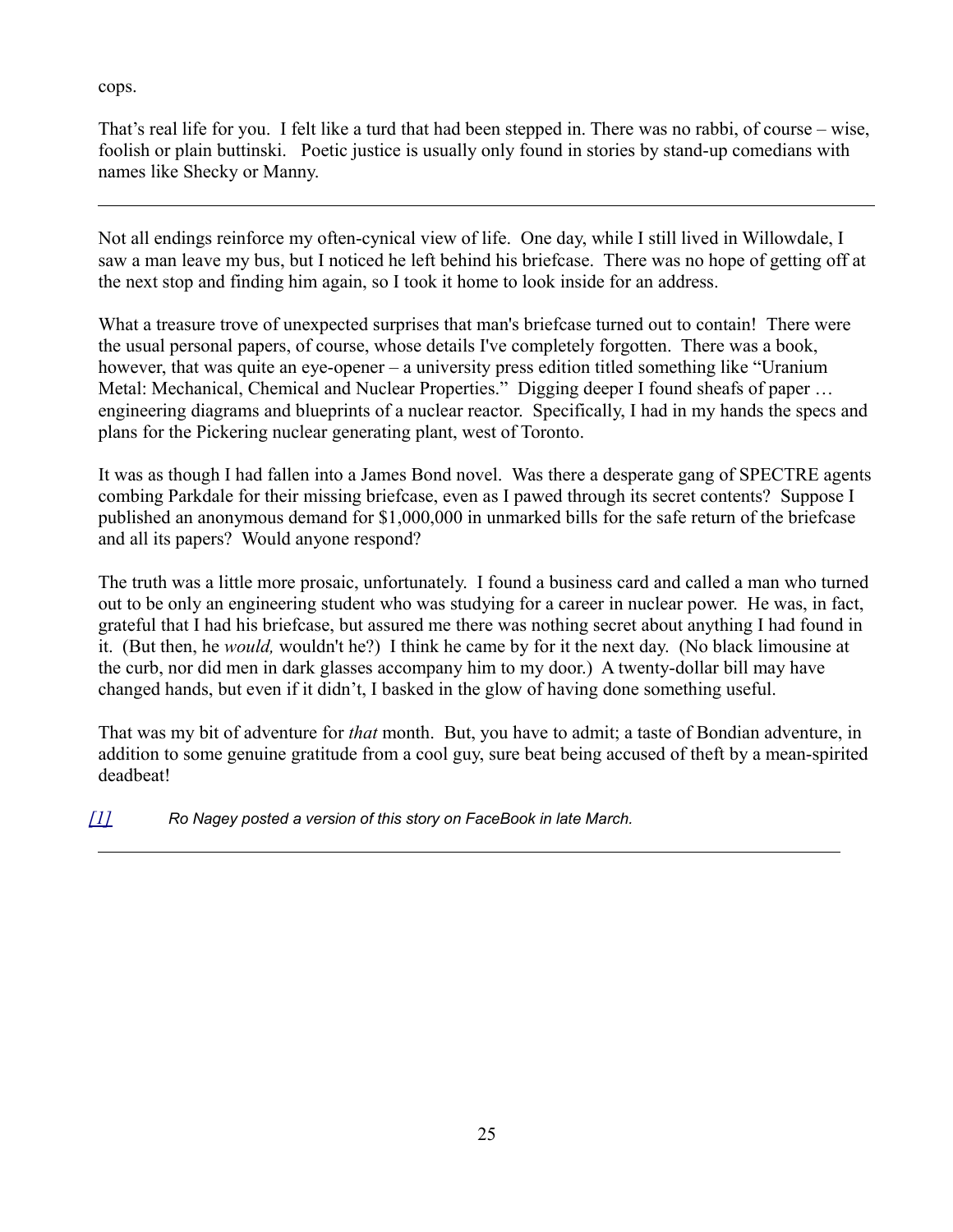cops.

That's real life for you. I felt like a turd that had been stepped in. There was no rabbi, of course – wise, foolish or plain buttinski. Poetic justice is usually only found in stories by stand-up comedians with names like Shecky or Manny.

---

Not all endings reinforce my often-cynical view of life. One day, while I still lived in Willowdale, I saw a man leave my bus, but I noticed he left behind his briefcase. There was no hope of getting off at the next stop and finding him again, so I took it home to look inside for an address.

What a treasure trove of unexpected surprises that man's briefcase turned out to contain! There were the usual personal papers, of course, whose details I've completely forgotten. There was a book, however, that was quite an eye-opener – a university press edition titled something like "Uranium Metal: Mechanical, Chemical and Nuclear Properties." Digging deeper I found sheafs of paper … engineering diagrams and blueprints of a nuclear reactor. Specifically, I had in my hands the specs and plans for the Pickering nuclear generating plant, west of Toronto.

It was as though I had fallen into a James Bond novel. Was there a desperate gang of SPECTRE agents combing Parkdale for their missing briefcase, even as I pawed through its secret contents? Suppose I published an anonymous demand for $1,000,000 in unmarked bills for the safe return of the briefcase and all its papers? Would anyone respond?

The truth was a little more prosaic, unfortunately. I found a business card and called a man who turned out to be only an engineering student who was studying for a career in nuclear power. He was, in fact, grateful that I had his briefcase, but assured me there was nothing secret about anything I had found in it. (But then, he *would,* wouldn't he?) I think he came by for it the next day. (No black limousine at the curb, nor did men in dark glasses accompany him to my door.) A twenty-dollar bill may have changed hands, but even if it didn't, I basked in the glow of having done something useful.

That was my bit of adventure for *that* month. But, you have to admit; a taste of Bondian adventure, in addition to some genuine gratitude from a cool guy, sure beat being accused of theft by a mean-spirited deadbeat!

[1] *Ro Nagey posted a version of this story on FaceBook in late March.*

---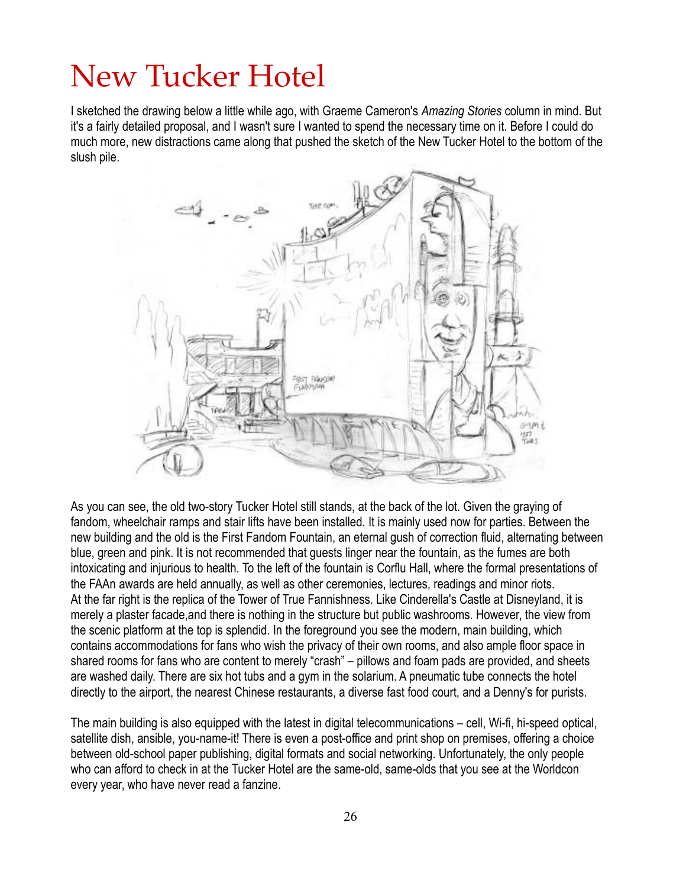# New Tucker Hotel

I sketched the drawing below a little while ago, with Graeme Cameron's *Amazing Stories* column in mind. But it's a fairly detailed proposal, and I wasn't sure I wanted to spend the necessary time on it. Before I could do much more, new distractions came along that pushed the sketch of the New Tucker Hotel to the bottom of the slush pile.

As you can see, the old two-story Tucker Hotel still stands, at the back of the lot. Given the graying of fandom, wheelchair ramps and stair lifts have been installed. It is mainly used now for parties. Between the new building and the old is the First Fandom Fountain, an eternal gush of correction fluid, alternating between blue, green and pink. It is not recommended that guests linger near the fountain, as the fumes are both intoxicating and injurious to health. To the left of the fountain is Corflu Hall, where the formal presentations of the FAAn awards are held annually, as well as other ceremonies, lectures, readings and minor riots. At the far right is the replica of the Tower of True Fannishness. Like Cinderella's Castle at Disneyland, it is merely a plaster facade,and there is nothing in the structure but public washrooms. However, the view from the scenic platform at the top is splendid. In the foreground you see the modern, main building, which contains accommodations for fans who wish the privacy of their own rooms, and also ample floor space in shared rooms for fans who are content to merely "crash" – pillows and foam pads are provided, and sheets are washed daily. There are six hot tubs and a gym in the solarium. A pneumatic tube connects the hotel directly to the airport, the nearest Chinese restaurants, a diverse fast food court, and a Denny's for purists.

The main building is also equipped with the latest in digital telecommunications – cell, Wi-fi, hi-speed optical, satellite dish, ansible, you-name-it! There is even a post-office and print shop on premises, offering a choice between old-school paper publishing, digital formats and social networking. Unfortunately, the only people who can afford to check in at the Tucker Hotel are the same-old, same-olds that you see at the Worldcon every year, who have never read a fanzine.